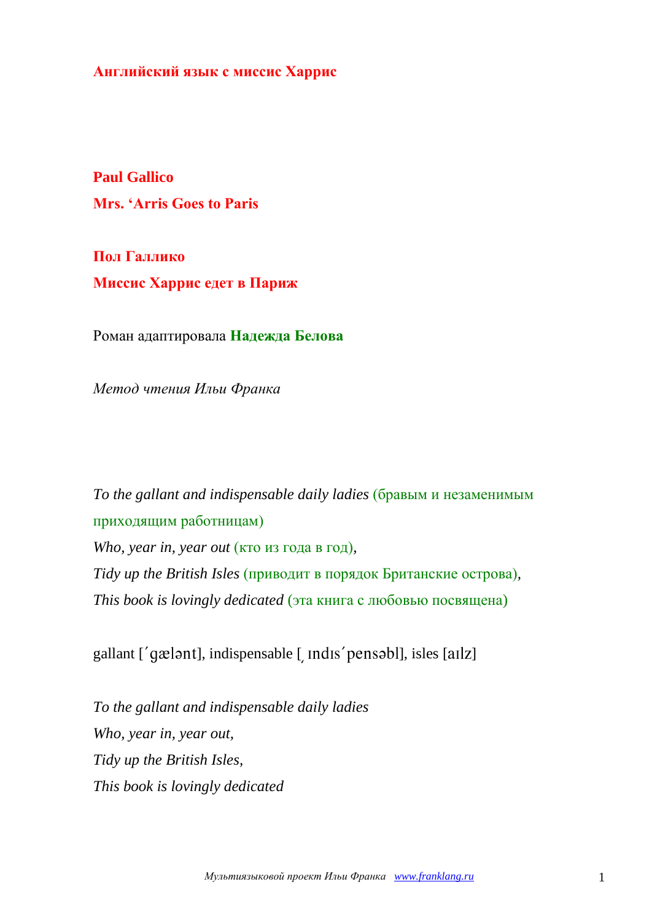**Английский язык с миссис Харрис**

# Paul Gallico

# Mrs. 'Arris Goes to Paris

# Пол Галлико

# Миссис Харрис едет в Париж

Роман адаптировала **Надежда Белова**

*Метод чтения Ильи Франка*

*To the gallant and indispensable daily ladies* (бравым и незаменимым приходящим работницам)
*Who, year in, year out* (кто из года в год),
*Tidy up the British Isles* (приводит в порядок Британские острова),
*This book is lovingly dedicated* (эта книга с любовью посвящена)

gallant [ˈgælənt], indispensable [ˌɪndɪsˈpensəbl], isles [aɪlz]

*To the gallant and indispensable daily ladies*
*Who, year in, year out,*
*Tidy up the British Isles,*
*This book is lovingly dedicated*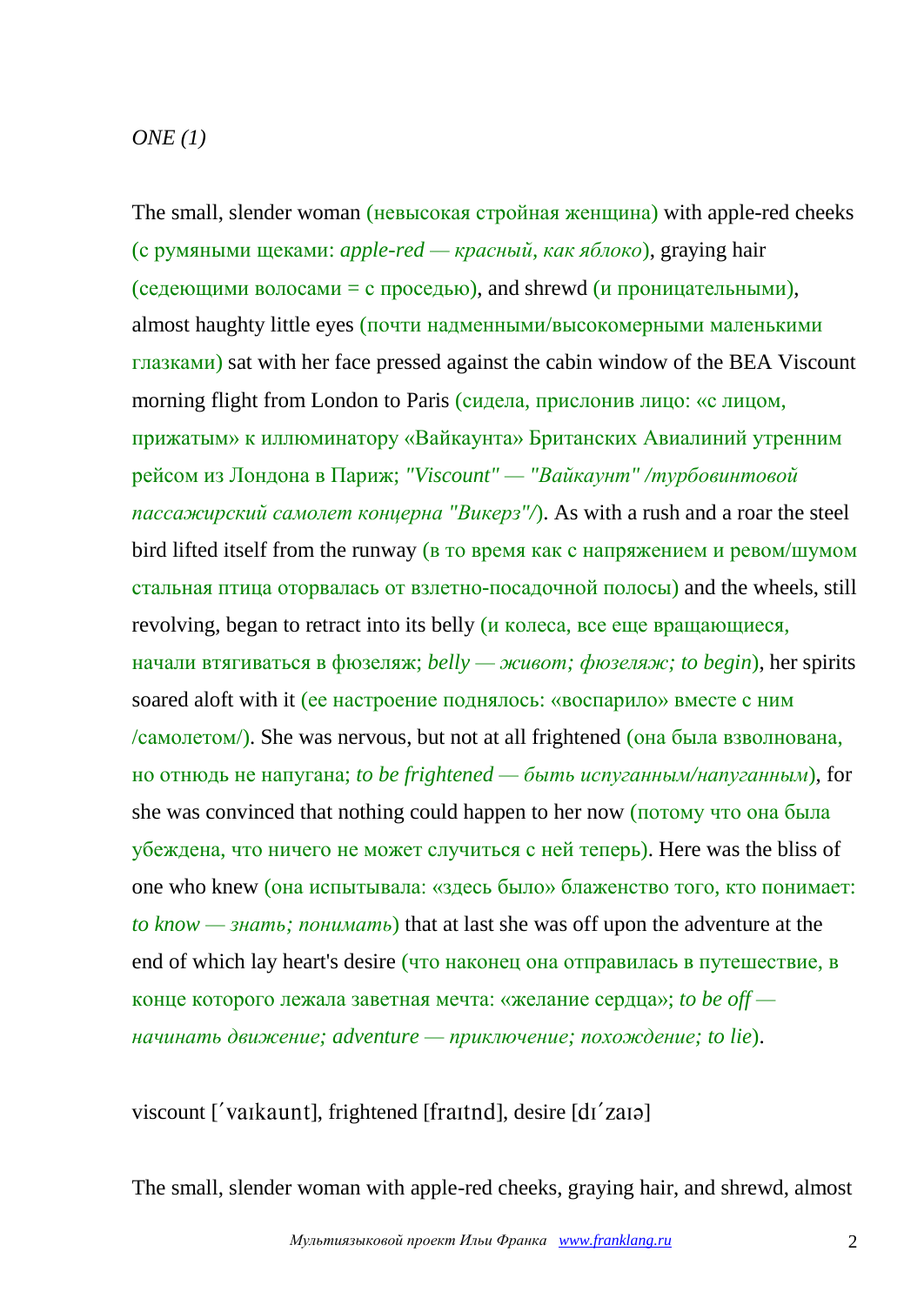*ONE (1)*

The small, slender woman (невысокая стройная женщина) with apple-red cheeks (с румяными щеками: *apple-red — красный, как яблоко*), graying hair (седеющими волосами = с проседью), and shrewd (и проницательными), almost haughty little eyes (почти надменными/высокомерными маленькими глазками) sat with her face pressed against the cabin window of the BEA Viscount morning flight from London to Paris (сидела, прислонив лицо: «с лицом, прижатым» к иллюминатору «Вайкаунта» Британских Авиалиний утренним рейсом из Лондона в Париж; *"Viscount" — "Вайкаунт" /турбовинтовой пассажирский самолет концерна "Викерз"/*). As with a rush and a roar the steel bird lifted itself from the runway (в то время как с напряжением и ревом/шумом стальная птица оторвалась от взлетно-посадочной полосы) and the wheels, still revolving, began to retract into its belly (и колеса, все еще вращающиеся, начали втягиваться в фюзеляж; *belly — живот; фюзеляж; to begin*), her spirits soared aloft with it (ее настроение поднялось: «воспарило» вместе с ним /самолетом/). She was nervous, but not at all frightened (она была взволнована, но отнюдь не напугана; *to be frightened — быть испуганным/напуганным*), for she was convinced that nothing could happen to her now (потому что она была убеждена, что ничего не может случиться с ней теперь). Here was the bliss of one who knew (она испытывала: «здесь было» блаженство того, кто понимает: *to know — знать; понимать*) that at last she was off upon the adventure at the end of which lay heart's desire (что наконец она отправилась в путешествие, в конце которого лежала заветная мечта: «желание сердца»; *to be off — начинать движение; adventure — приключение; похождение; to lie*).

viscount [ˊvaɪkaunt], frightened [fraɪtnd], desire [dɪˊzaɪə]

The small, slender woman with apple-red cheeks, graying hair, and shrewd, almost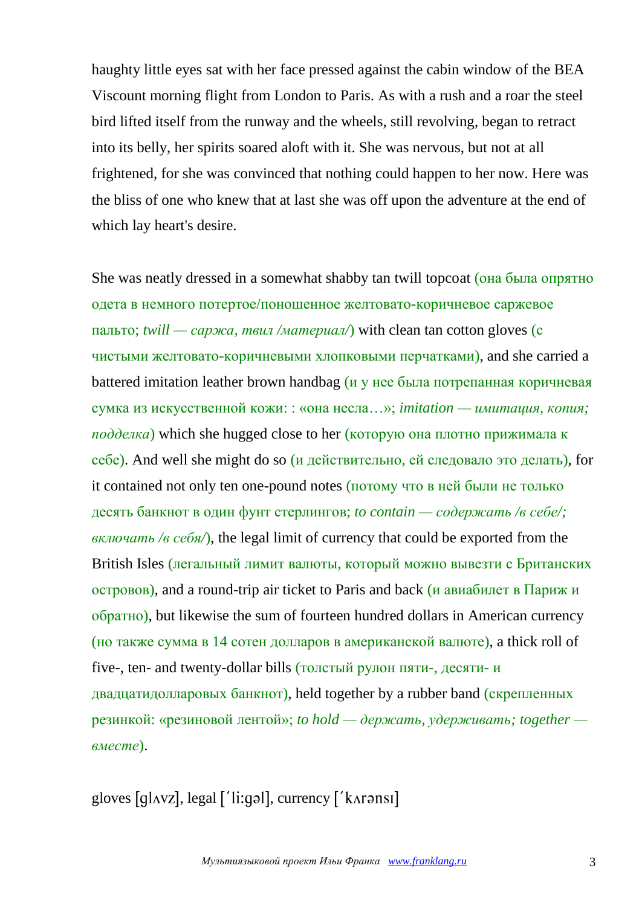haughty little eyes sat with her face pressed against the cabin window of the BEA Viscount morning flight from London to Paris. As with a rush and a roar the steel bird lifted itself from the runway and the wheels, still revolving, began to retract into its belly, her spirits soared aloft with it. She was nervous, but not at all frightened, for she was convinced that nothing could happen to her now. Here was the bliss of one who knew that at last she was off upon the adventure at the end of which lay heart's desire.

She was neatly dressed in a somewhat shabby tan twill topcoat (она была опрятно одета в немного потертое/поношенное желтовато-коричневое саржевое пальто; *twill — саржа, твил /материал/*) with clean tan cotton gloves (с чистыми желтовато-коричневыми хлопковыми перчатками), and she carried a battered imitation leather brown handbag (и у нее была потрепанная коричневая сумка из искусственной кожи: : «она несла…»; *imitation — имитация, копия; подделка*) which she hugged close to her (которую она плотно прижимала к себе). And well she might do so (и действительно, ей следовало это делать), for it contained not only ten one-pound notes (потому что в ней были не только десять банкнот в один фунт стерлингов; *to contain — содержать /в себе/; включать /в себя/*), the legal limit of currency that could be exported from the British Isles (легальный лимит валюты, который можно вывезти с Британских островов), and a round-trip air ticket to Paris and back (и авиабилет в Париж и обратно), but likewise the sum of fourteen hundred dollars in American currency (но также сумма в 14 сотен долларов в американской валюте), a thick roll of five-, ten- and twenty-dollar bills (толстый рулон пяти-, десяти- и двадцатидолларовых банкнот), held together by a rubber band (скрепленных резинкой: «резиновой лентой»; *to hold — держать, удерживать; together — вместе*).

gloves [glʌvz], legal [´li:gəl], currency [´kʌrənsɪ]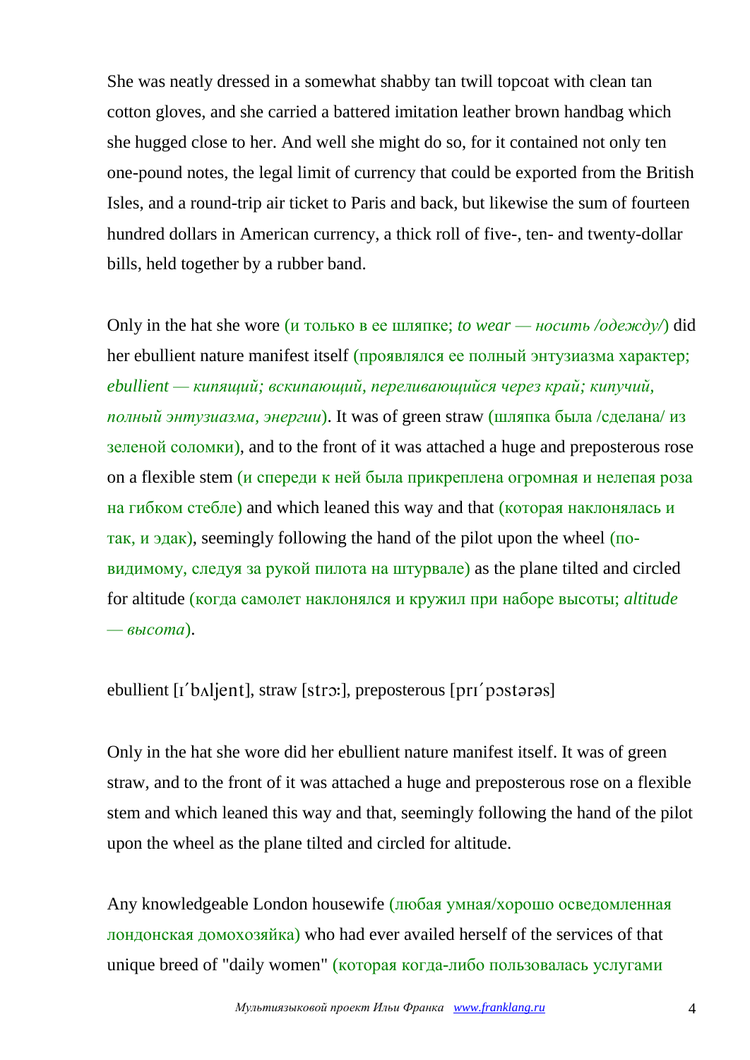She was neatly dressed in a somewhat shabby tan twill topcoat with clean tan cotton gloves, and she carried a battered imitation leather brown handbag which she hugged close to her. And well she might do so, for it contained not only ten one-pound notes, the legal limit of currency that could be exported from the British Isles, and a round-trip air ticket to Paris and back, but likewise the sum of fourteen hundred dollars in American currency, a thick roll of five-, ten- and twenty-dollar bills, held together by a rubber band.

Only in the hat she wore (и только в ее шляпке; *to wear — носить /одежду/*) did her ebullient nature manifest itself (проявлялся ее полный энтузиазма характер; *ebullient — кипящий; вскипающий, переливающийся через край; кипучий, полный энтузиазма, энергии*). It was of green straw (шляпка была /сделана/ из зеленой соломки), and to the front of it was attached a huge and preposterous rose on a flexible stem (и спереди к ней была прикреплена огромная и нелепая роза на гибком стебле) and which leaned this way and that (которая наклонялась и так, и эдак), seemingly following the hand of the pilot upon the wheel (по-видимому, следуя за рукой пилота на штурвале) as the plane tilted and circled for altitude (когда самолет наклонялся и кружил при наборе высоты; *altitude — высота*).

ebullient [ɪˊbʌljent], straw [strɔː], preposterous [prɪˊpɔstərəs]

Only in the hat she wore did her ebullient nature manifest itself. It was of green straw, and to the front of it was attached a huge and preposterous rose on a flexible stem and which leaned this way and that, seemingly following the hand of the pilot upon the wheel as the plane tilted and circled for altitude.

Any knowledgeable London housewife (любая умная/хорошо осведомленная лондонская домохозяйка) who had ever availed herself of the services of that unique breed of "daily women" (которая когда-либо пользовалась услугами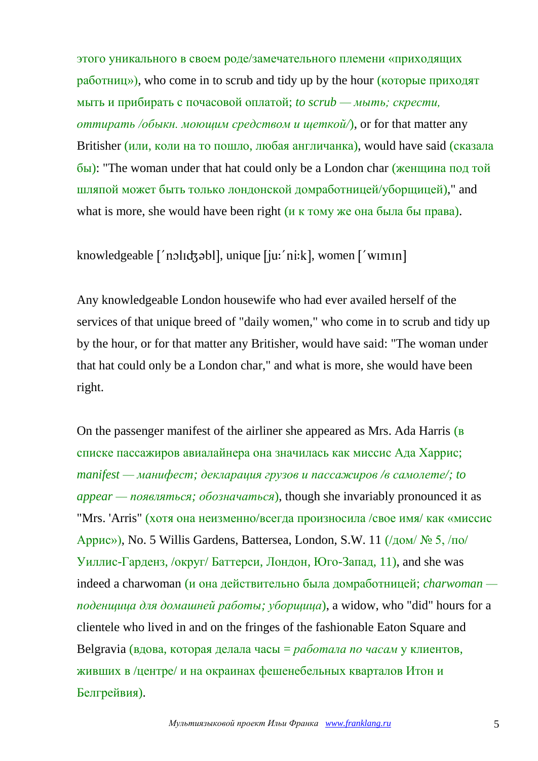этого уникального в своем роде/замечательного племени «приходящих работниц»), who come in to scrub and tidy up by the hour (которые приходят мыть и прибирать с почасовой оплатой; *to scrub — мыть; скрести, оттирать /обыкн. моющим средством и щеткой/*), or for that matter any Britisher (или, коли на то пошло, любая англичанка), would have said (сказала бы): "The woman under that hat could only be a London char (женщина под той шляпой может быть только лондонской домработницей/уборщицей)," and what is more, she would have been right (и к тому же она была бы права).

knowledgeable [ˊnɔlɪʤəbl], unique [juːˊniːk], women [ˊwɪmɪn]

Any knowledgeable London housewife who had ever availed herself of the services of that unique breed of "daily women," who come in to scrub and tidy up by the hour, or for that matter any Britisher, would have said: "The woman under that hat could only be a London char," and what is more, she would have been right.

On the passenger manifest of the airliner she appeared as Mrs. Ada Harris (в списке пассажиров авиалайнера она значилась как миссис Ада Харрис; *manifest — манифест; декларация грузов и пассажиров /в самолете/; to appear — появляться; обозначаться*), though she invariably pronounced it as "Mrs. 'Arris" (хотя она неизменно/всегда произносила /свое имя/ как «миссис Аррис»), No. 5 Willis Gardens, Battersea, London, S.W. 11 (/дом/ № 5, /по/ Уиллис-Гарденз, /округ/ Баттерси, Лондон, Юго-Запад, 11), and she was indeed a charwoman (и она действительно была домработницей; *charwoman — поденщица для домашней работы; уборщица*), a widow, who "did" hours for a clientele who lived in and on the fringes of the fashionable Eaton Square and Belgravia (вдова, которая делала часы = *работала по часам* у клиентов, живших в /центре/ и на окраинах фешенебельных кварталов Итон и Белгрейвия).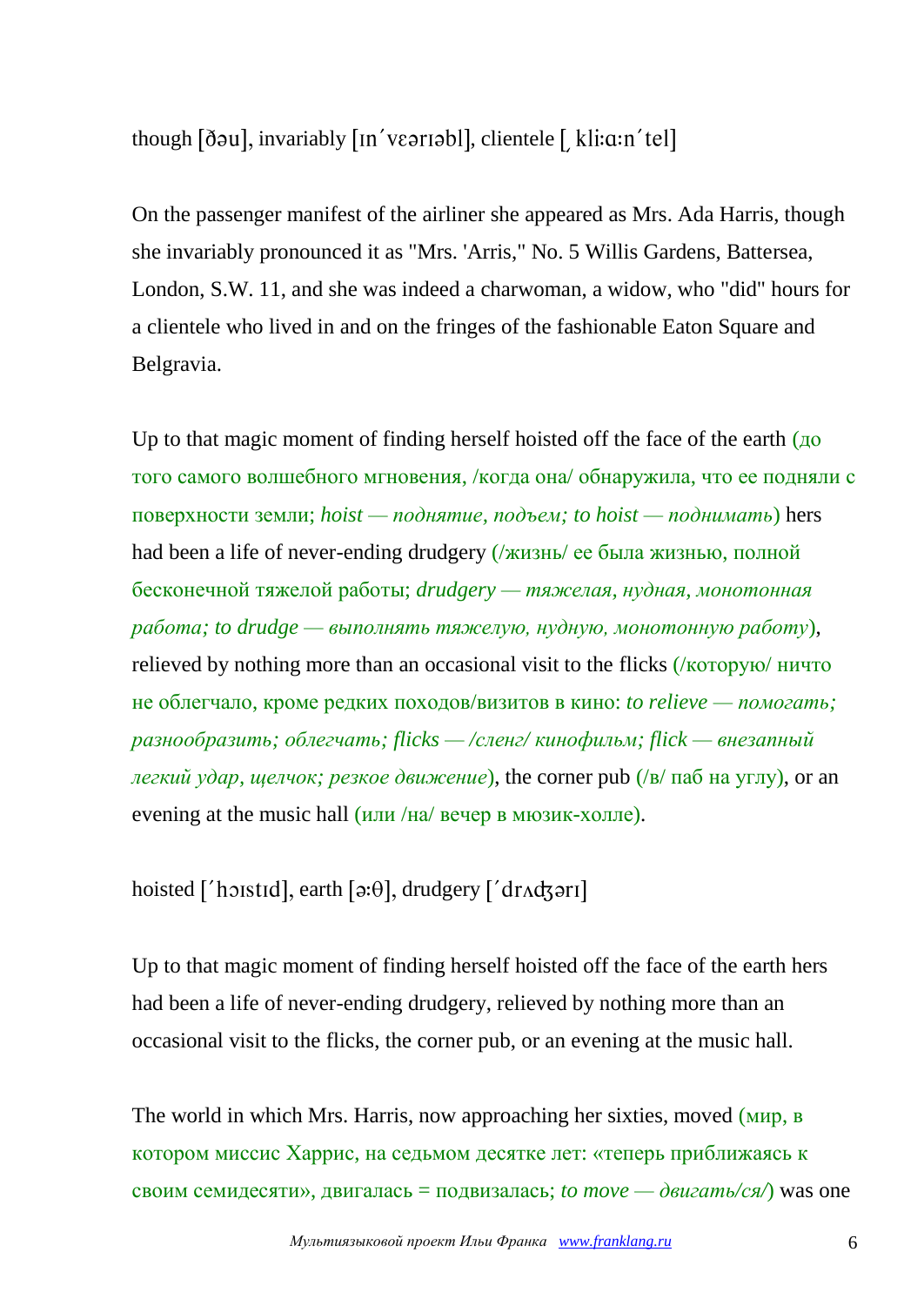though [ðəu], invariably [ɪn´vεərɪəbl], clientele [ˌkliːɑːn´tel]

On the passenger manifest of the airliner she appeared as Mrs. Ada Harris, though she invariably pronounced it as "Mrs. 'Arris," No. 5 Willis Gardens, Battersea, London, S.W. 11, and she was indeed a charwoman, a widow, who "did" hours for a clientele who lived in and on the fringes of the fashionable Eaton Square and Belgravia.

Up to that magic moment of finding herself hoisted off the face of the earth (до того самого волшебного мгновения, /когда она/ обнаружила, что ее подняли с поверхности земли; *hoist — поднятие, подъем; to hoist — поднимать*) hers had been a life of never-ending drudgery (/жизнь/ ее была жизнью, полной бесконечной тяжелой работы; *drudgery — тяжелая, нудная, монотонная работа; to drudge — выполнять тяжелую, нудную, монотонную работу*), relieved by nothing more than an occasional visit to the flicks (/которую/ ничто не облегчало, кроме редких походов/визитов в кино: *to relieve — помогать; разнообразить; облегчать; flicks — /сленг/ кинофильм; flick — внезапный легкий удар, щелчок; резкое движение*), the corner pub (/в/ паб на углу), or an evening at the music hall (или /на/ вечер в мюзик-холле).

hoisted [´hɔɪstɪd], earth [əːθ], drudgery [´drʌʤərɪ]

Up to that magic moment of finding herself hoisted off the face of the earth hers had been a life of never-ending drudgery, relieved by nothing more than an occasional visit to the flicks, the corner pub, or an evening at the music hall.

The world in which Mrs. Harris, now approaching her sixties, moved (мир, в котором миссис Харрис, на седьмом десятке лет: «теперь приближаясь к своим семидесяти», двигалась = подвизалась; *to move — двигать/ся/*) was one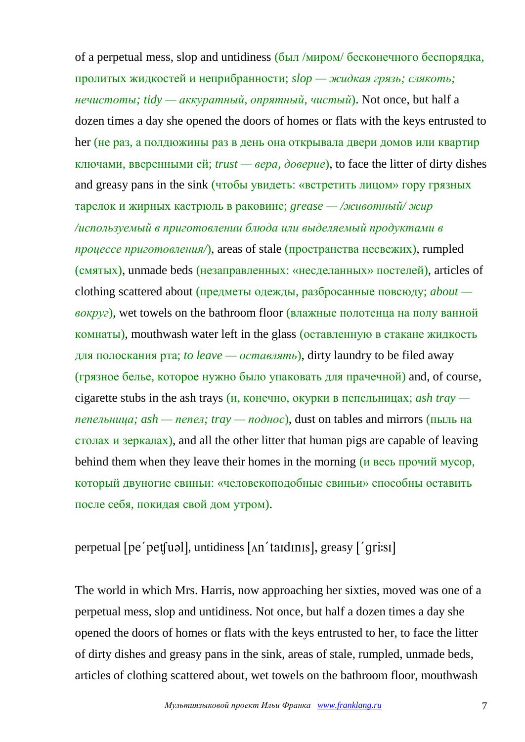of a perpetual mess, slop and untidiness (был /миром/ бесконечного беспорядка, пролитых жидкостей и неприбранности; *slop — жидкая грязь; слякоть; нечистоты; tidy — аккуратный, опрятный, чистый*). Not once, but half a dozen times a day she opened the doors of homes or flats with the keys entrusted to her (не раз, а полдюжины раз в день она открывала двери домов или квартир ключами, вверенными ей; *trust — вера, доверие*), to face the litter of dirty dishes and greasy pans in the sink (чтобы увидеть: «встретить лицом» гору грязных тарелок и жирных кастрюль в раковине; *grease — /животный/ жир /используемый в приготовлении блюда или выделяемый продуктами в процессе приготовления/*), areas of stale (пространства несвежих), rumpled (смятых), unmade beds (незаправленных: «несделанных» постелей), articles of clothing scattered about (предметы одежды, разбросанные повсюду; *about — вокруг*), wet towels on the bathroom floor (влажные полотенца на полу ванной комнаты), mouthwash water left in the glass (оставленную в стакане жидкость для полоскания рта; *to leave — оставлять*), dirty laundry to be filed away (грязное белье, которое нужно было упаковать для прачечной) and, of course, cigarette stubs in the ash trays (и, конечно, окурки в пепельницах; *ash tray — пепельница; ash — пепел; tray — поднос*), dust on tables and mirrors (пыль на столах и зеркалах), and all the other litter that human pigs are capable of leaving behind them when they leave their homes in the morning (и весь прочий мусор, который двуногие свиньи: «человекоподобные свиньи» способны оставить после себя, покидая свой дом утром).

perpetual [pe΄petʃuəl], untidiness [ʌn΄taɪdɪnɪs], greasy [΄gri:sɪ]

The world in which Mrs. Harris, now approaching her sixties, moved was one of a perpetual mess, slop and untidiness. Not once, but half a dozen times a day she opened the doors of homes or flats with the keys entrusted to her, to face the litter of dirty dishes and greasy pans in the sink, areas of stale, rumpled, unmade beds, articles of clothing scattered about, wet towels on the bathroom floor, mouthwash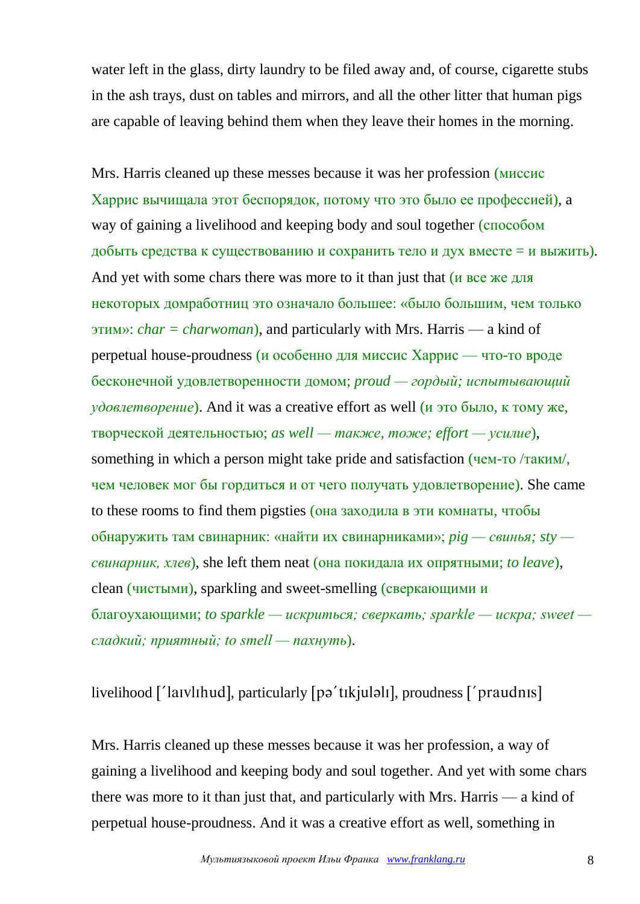water left in the glass, dirty laundry to be filed away and, of course, cigarette stubs in the ash trays, dust on tables and mirrors, and all the other litter that human pigs are capable of leaving behind them when they leave their homes in the morning.

Mrs. Harris cleaned up these messes because it was her profession (миссис Харрис вычищала этот беспорядок, потому что это было ее профессией), a way of gaining a livelihood and keeping body and soul together (способом добыть средства к существованию и сохранить тело и дух вместе = и выжить). And yet with some chars there was more to it than just that (и все же для некоторых домработниц это означало большее: «было большим, чем только этим»: *char = charwoman*), and particularly with Mrs. Harris — a kind of perpetual house-proudness (и особенно для миссис Харрис — что-то вроде бесконечной удовлетворенности домом; *proud — гордый; испытывающий удовлетворение*). And it was a creative effort as well (и это было, к тому же, творческой деятельностью; *as well — также, тоже; effort — усилие*), something in which a person might take pride and satisfaction (чем-то /таким/, чем человек мог бы гордиться и от чего получать удовлетворение). She came to these rooms to find them pigsties (она заходила в эти комнаты, чтобы обнаружить там свинарник: «найти их свинарниками»; *pig — свинья; sty — свинарник, хлев*), she left them neat (она покидала их опрятными; *to leave*), clean (чистыми), sparkling and sweet-smelling (сверкающими и благоухающими; *to sparkle — искриться; сверкать; sparkle — искра; sweet — сладкий; приятный; to smell — пахнуть*).

livelihood [ˊlaɪvlɪhud], particularly [pəˊtɪkjuləlɪ], proudness [ˊpraudnɪs]

Mrs. Harris cleaned up these messes because it was her profession, a way of gaining a livelihood and keeping body and soul together. And yet with some chars there was more to it than just that, and particularly with Mrs. Harris — a kind of perpetual house-proudness. And it was a creative effort as well, something in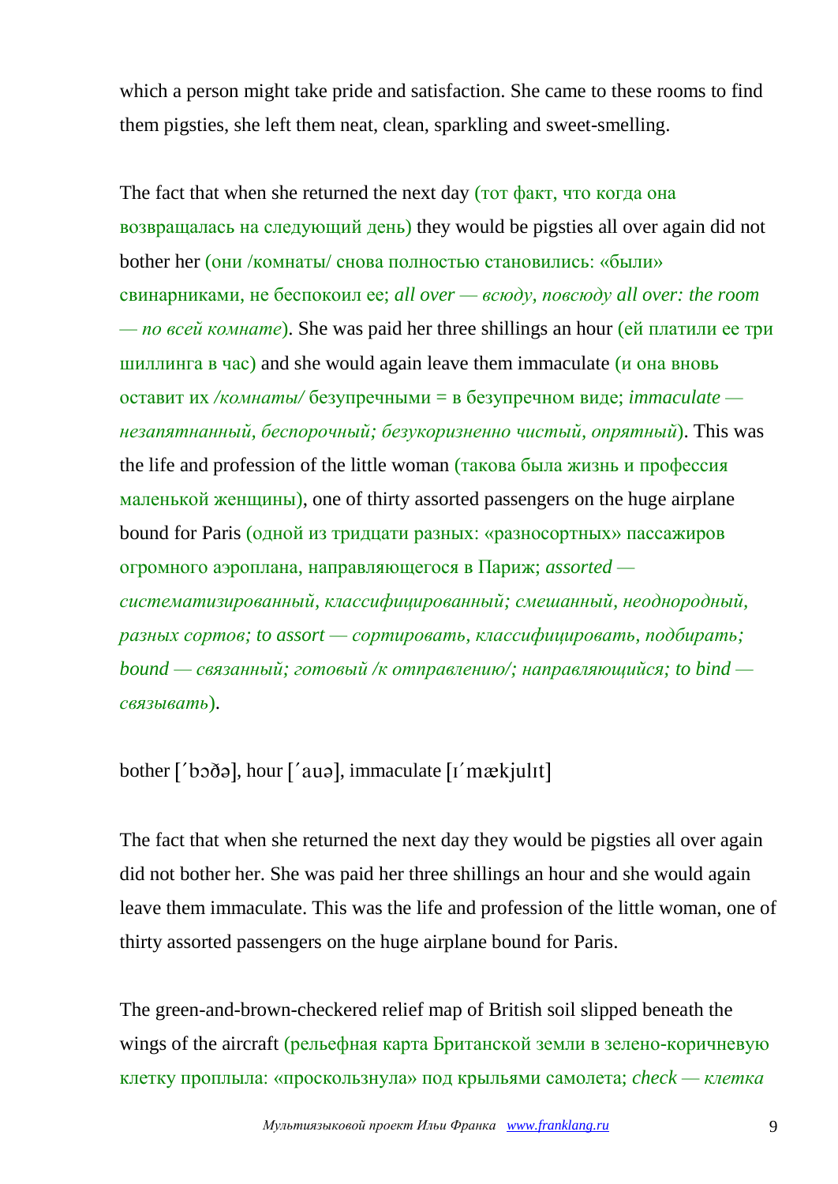which a person might take pride and satisfaction. She came to these rooms to find them pigsties, she left them neat, clean, sparkling and sweet-smelling.

The fact that when she returned the next day (тот факт, что когда она возвращалась на следующий день) they would be pigsties all over again did not bother her (они /комнаты/ снова полностью становились: «были» свинарниками, не беспокоил ее; *all over — всюду, повсюду all over: the room — по всей комнате*). She was paid her three shillings an hour (ей платили ее три шиллинга в час) and she would again leave them immaculate (и она вновь оставит их */комнаты/* безупречными = в безупречном виде; *immaculate — незапятнанный, беспорочный; безукоризненно чистый, опрятный*). This was the life and profession of the little woman (такова была жизнь и профессия маленькой женщины), one of thirty assorted passengers on the huge airplane bound for Paris (одной из тридцати разных: «разносортных» пассажиров огромного аэроплана, направляющегося в Париж; *assorted — систематизированный, классифицированный; смешанный, неоднородный, разных сортов; to assort — сортировать, классифицировать, подбирать; bound — связанный; готовый /к отправлению/; направляющийся; to bind — связывать*).

bother [ˈbɔðə], hour [ˈauə], immaculate [ɪˈmækjulɪt]

The fact that when she returned the next day they would be pigsties all over again did not bother her. She was paid her three shillings an hour and she would again leave them immaculate. This was the life and profession of the little woman, one of thirty assorted passengers on the huge airplane bound for Paris.

The green-and-brown-checkered relief map of British soil slipped beneath the wings of the aircraft (рельефная карта Британской земли в зелено-коричневую клетку проплыла: «проскользнула» под крыльями самолета; *check — клетка*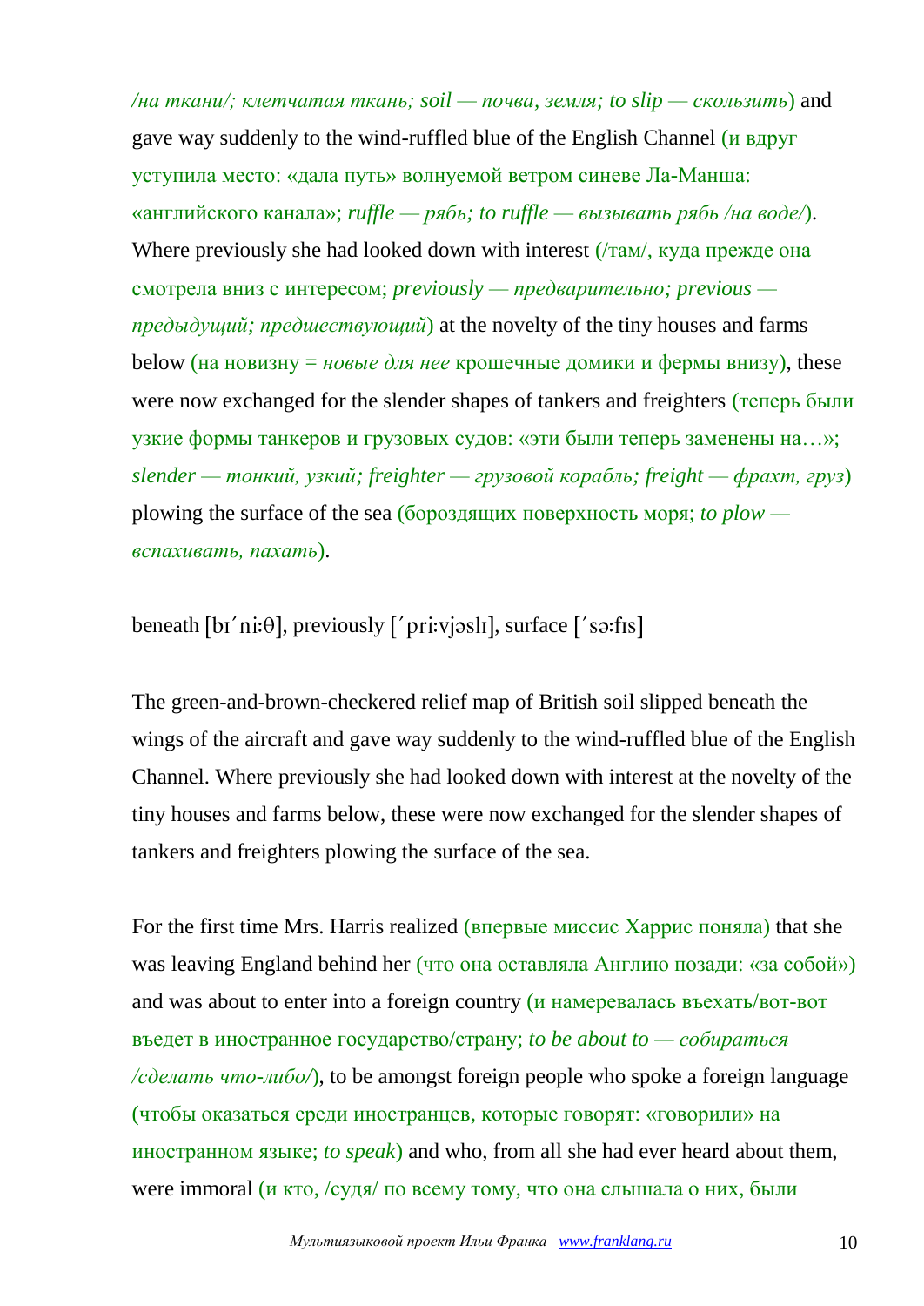*/на ткани/; клетчатая ткань; soil — почва, земля; to slip — скользить*) and gave way suddenly to the wind-ruffled blue of the English Channel (и вдруг уступила место: «дала путь» волнуемой ветром синеве Ла-Манша: «английского канала»; *ruffle — рябь; to ruffle — вызывать рябь /на воде/*). Where previously she had looked down with interest (/там/, куда прежде она смотрела вниз с интересом; *previously — предварительно; previous — предыдущий; предшествующий*) at the novelty of the tiny houses and farms below (на новизну = *новые для нее* крошечные домики и фермы внизу), these were now exchanged for the slender shapes of tankers and freighters (теперь были узкие формы танкеров и грузовых судов: «эти были теперь заменены на…»; *slender — тонкий, узкий; freighter — грузовой корабль; freight — фрахт, груз*) plowing the surface of the sea (бороздящих поверхность моря; *to plow — вспахивать, пахать*).

beneath [bɪ´ni:θ], previously [´pri:vjəslɪ], surface [´sə:fɪs]

The green-and-brown-checkered relief map of British soil slipped beneath the wings of the aircraft and gave way suddenly to the wind-ruffled blue of the English Channel. Where previously she had looked down with interest at the novelty of the tiny houses and farms below, these were now exchanged for the slender shapes of tankers and freighters plowing the surface of the sea.

For the first time Mrs. Harris realized (впервые миссис Харрис поняла) that she was leaving England behind her (что она оставляла Англию позади: «за собой») and was about to enter into a foreign country (и намеревалась въехать/вот-вот въедет в иностранное государство/страну; *to be about to — собираться /сделать что-либо/*), to be amongst foreign people who spoke a foreign language (чтобы оказаться среди иностранцев, которые говорят: «говорили» на иностранном языке; *to speak*) and who, from all she had ever heard about them, were immoral (и кто, /судя/ по всему тому, что она слышала о них, были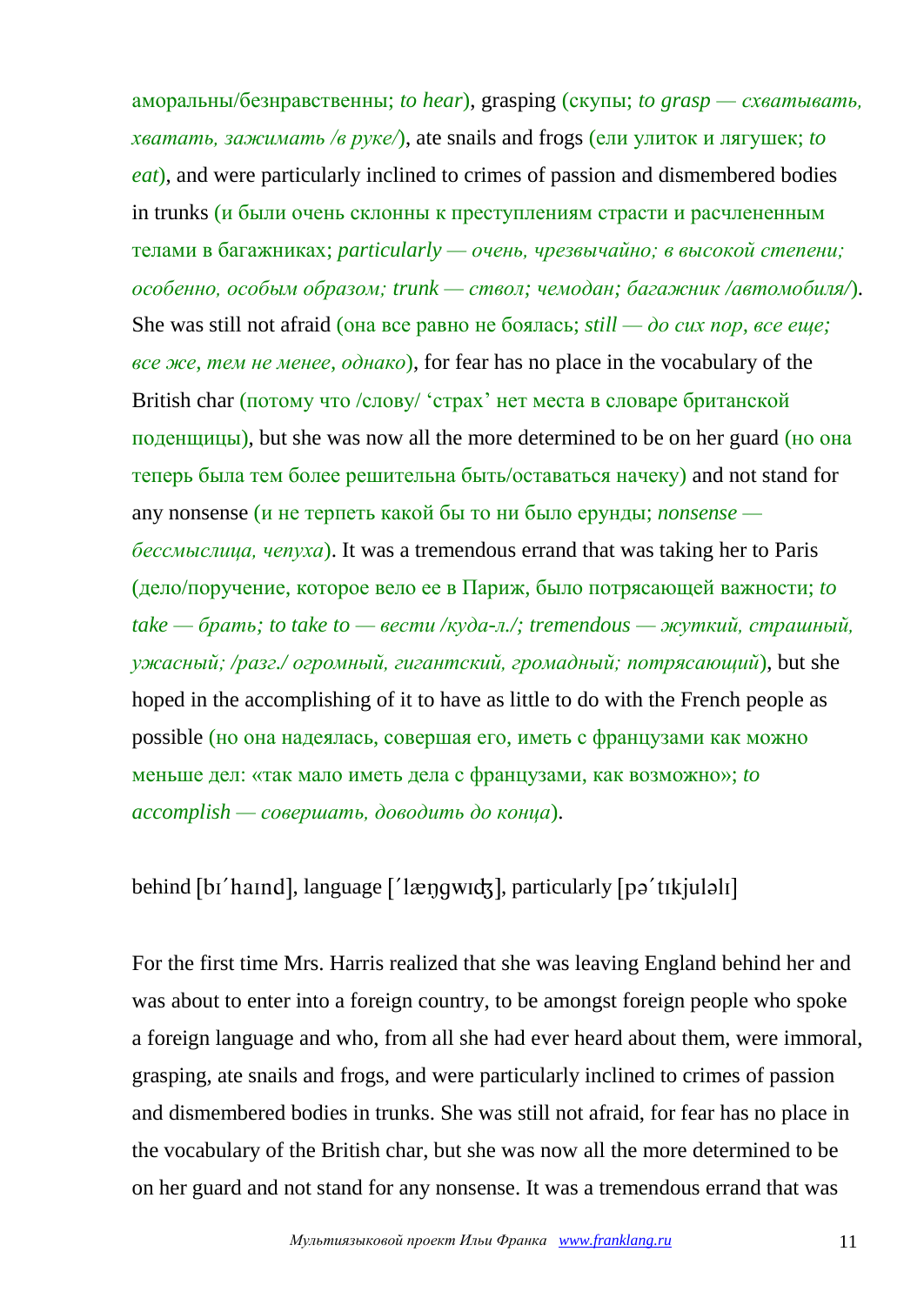аморальны/безнравственны; *to hear*), grasping (скупы; *to grasp — схватывать, хватать, зажимать /в руке/*), ate snails and frogs (ели улиток и лягушек; *to eat*), and were particularly inclined to crimes of passion and dismembered bodies in trunks (и были очень склонны к преступлениям страсти и расчлененным телами в багажниках; *particularly — очень, чрезвычайно; в высокой степени; особенно, особым образом; trunk — ствол; чемодан; багажник /автомобиля/*). She was still not afraid (она все равно не боялась; *still — до сих пор, все еще; все же, тем не менее, однако*), for fear has no place in the vocabulary of the British char (потому что /слову/ 'страх' нет места в словаре британской поденщицы), but she was now all the more determined to be on her guard (но она теперь была тем более решительна быть/оставаться начеку) and not stand for any nonsense (и не терпеть какой бы то ни было ерунды; *nonsense — бессмыслица, чепуха*). It was a tremendous errand that was taking her to Paris (дело/поручение, которое вело ее в Париж, было потрясающей важности; *to take — брать; to take to — вести /куда-л./; tremendous — жуткий, страшный, ужасный; /разг./ огромный, гигантский, громадный; потрясающий*), but she hoped in the accomplishing of it to have as little to do with the French people as possible (но она надеялась, совершая его, иметь с французами как можно меньше дел: «так мало иметь дела с французами, как возможно»; *to accomplish — совершать, доводить до конца*).

behind [bɪ´haɪnd], language [´læŋgwɪʤ], particularly [pə´tɪkjuləlɪ]

For the first time Mrs. Harris realized that she was leaving England behind her and was about to enter into a foreign country, to be amongst foreign people who spoke a foreign language and who, from all she had ever heard about them, were immoral, grasping, ate snails and frogs, and were particularly inclined to crimes of passion and dismembered bodies in trunks. She was still not afraid, for fear has no place in the vocabulary of the British char, but she was now all the more determined to be on her guard and not stand for any nonsense. It was a tremendous errand that was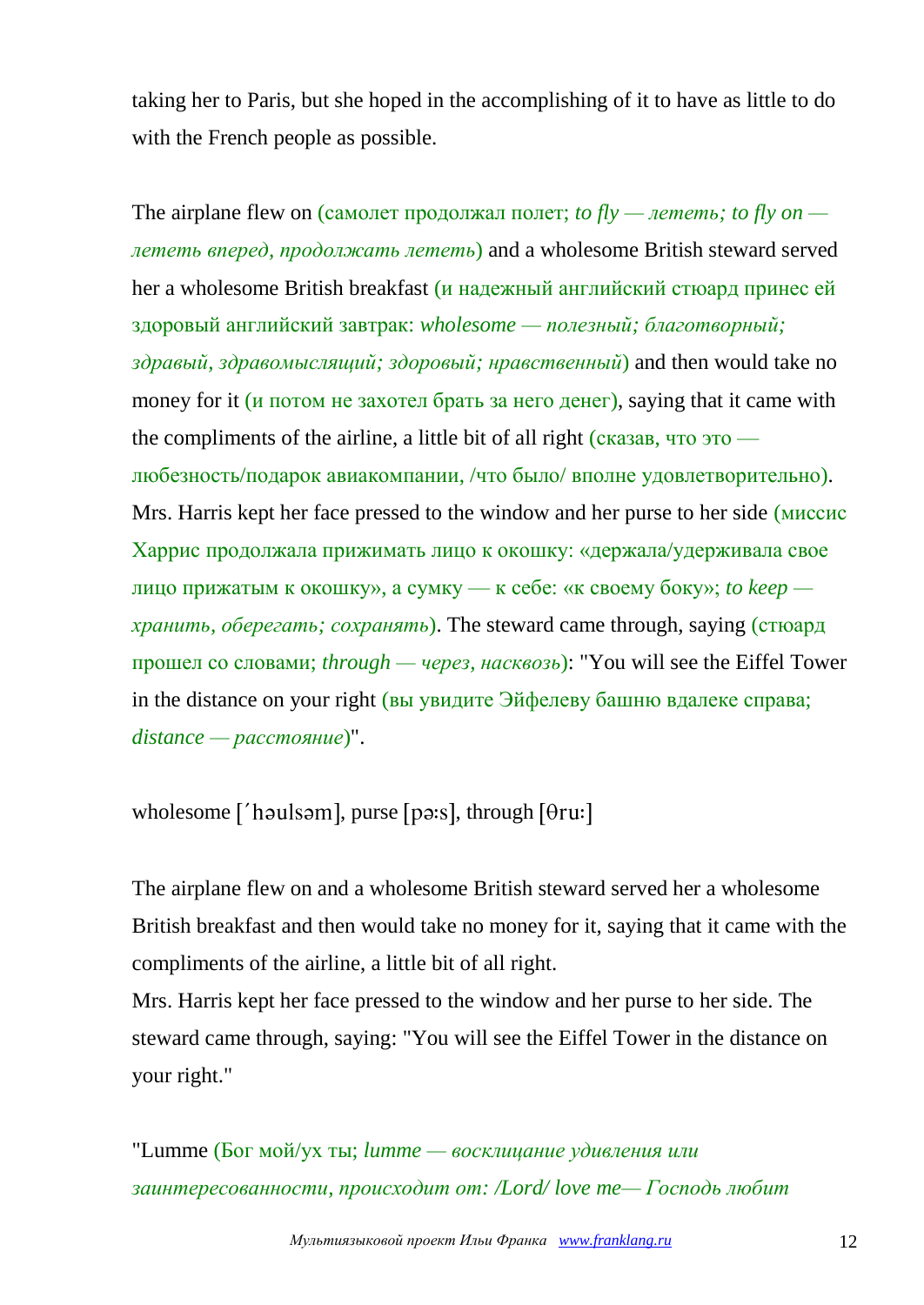taking her to Paris, but she hoped in the accomplishing of it to have as little to do with the French people as possible.

The airplane flew on (самолет продолжал полет; *to fly — лететь; to fly on — лететь вперед, продолжать лететь*) and a wholesome British steward served her a wholesome British breakfast (и надежный английский стюард принес ей здоровый английский завтрак: *wholesome — полезный; благотворный; здравый, здравомыслящий; здоровый; нравственный*) and then would take no money for it (и потом не захотел брать за него денег), saying that it came with the compliments of the airline, a little bit of all right (сказав, что это — любезность/подарок авиакомпании, /что было/ вполне удовлетворительно). Mrs. Harris kept her face pressed to the window and her purse to her side (миссис Харрис продолжала прижимать лицо к окошку: «держала/удерживала свое лицо прижатым к окошку», а сумку — к себе: «к своему боку»; *to keep — хранить, оберегать; сохранять*). The steward came through, saying (стюард прошел со словами; *through — через, насквозь*): "You will see the Eiffel Tower in the distance on your right (вы увидите Эйфелеву башню вдалеке справа; *distance — расстояние*)".

wholesome [ˊhəulsəm], purse [pə:s], through [θru:]

The airplane flew on and a wholesome British steward served her a wholesome British breakfast and then would take no money for it, saying that it came with the compliments of the airline, a little bit of all right.
Mrs. Harris kept her face pressed to the window and her purse to her side. The steward came through, saying: "You will see the Eiffel Tower in the distance on your right."

"Lumme (Бог мой/ух ты; *lumme — восклицание удивления или заинтересованности, происходит от: /Lord/ love me— Господь любит*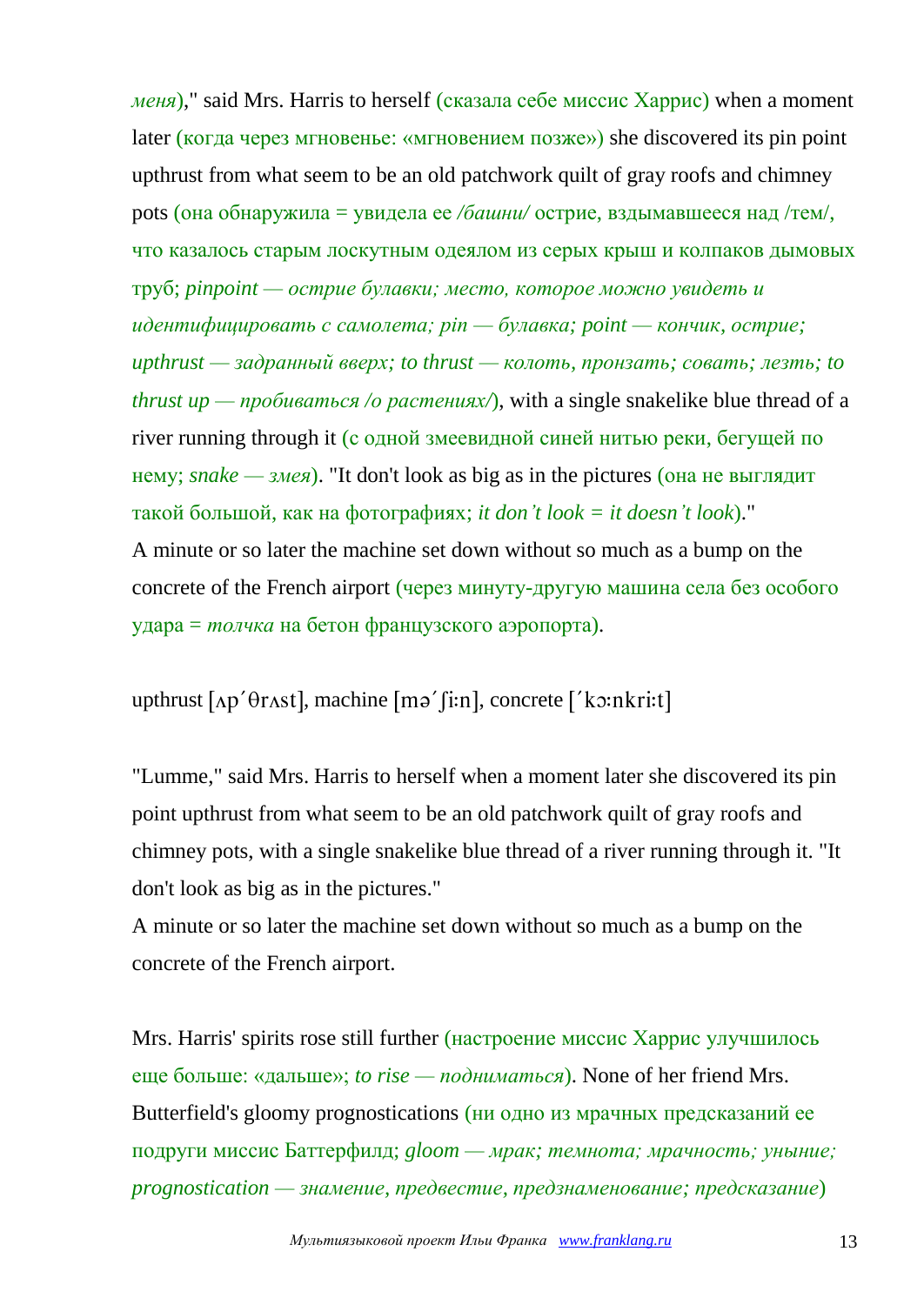*меня*)," said Mrs. Harris to herself (сказала себе миссис Харрис) when a moment later (когда через мгновенье: «мгновением позже») she discovered its pin point upthrust from what seem to be an old patchwork quilt of gray roofs and chimney pots (она обнаружила = увидела ее */башни/* острие, вздымавшееся над /тем/, что казалось старым лоскутным одеялом из серых крыш и колпаков дымовых труб; *pinpoint — острие булавки; место, которое можно увидеть и идентифицировать с самолета; pin — булавка; point — кончик, острие; upthrust — задранный вверх; to thrust — колоть, пронзать; совать; лезть; to thrust up — пробиваться /о растениях/*), with a single snakelike blue thread of a river running through it (с одной змеевидной синей нитью реки, бегущей по нему; *snake — змея*). "It don't look as big as in the pictures (она не выглядит такой большой, как на фотографиях; *it don't look = it doesn't look*)."
A minute or so later the machine set down without so much as a bump on the concrete of the French airport (через минуту-другую машина села без особого удара = *толчка* на бетон французского аэропорта).

upthrust [ʌp´θrʌst], machine [mə´ʃi:n], concrete [´kɔ:nkri:t]

"Lumme," said Mrs. Harris to herself when a moment later she discovered its pin point upthrust from what seem to be an old patchwork quilt of gray roofs and chimney pots, with a single snakelike blue thread of a river running through it. "It don't look as big as in the pictures."
A minute or so later the machine set down without so much as a bump on the concrete of the French airport.

Mrs. Harris' spirits rose still further (настроение миссис Харрис улучшилось еще больше: «дальше»; *to rise — подниматься*). None of her friend Mrs. Butterfield's gloomy prognostications (ни одно из мрачных предсказаний ее подруги миссис Баттерфилд; *gloom — мрак; темнота; мрачность; уныние; prognostication — знамение, предвестие, предзнаменование; предсказание*)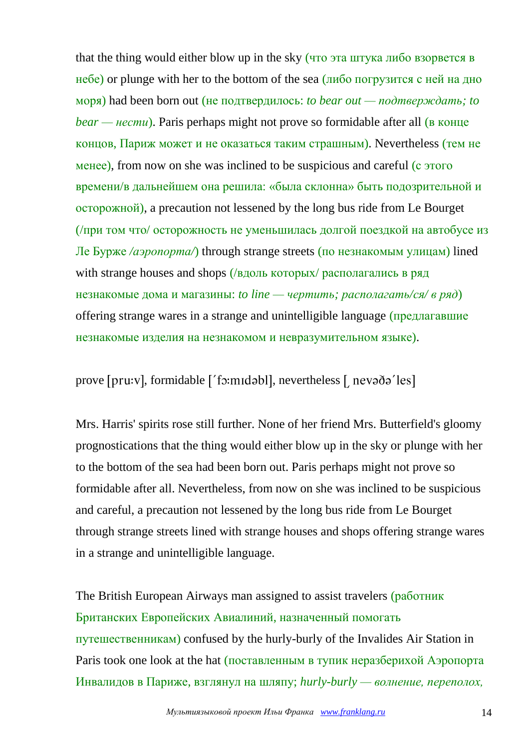that the thing would either blow up in the sky (что эта штука либо взорвется в небе) or plunge with her to the bottom of the sea (либо погрузится с ней на дно моря) had been born out (не подтвердилось: *to bear out — подтверждать; to bear — нести*). Paris perhaps might not prove so formidable after all (в конце концов, Париж может и не оказаться таким страшным). Nevertheless (тем не менее), from now on she was inclined to be suspicious and careful (с этого времени/в дальнейшем она решила: «была склонна» быть подозрительной и осторожной), a precaution not lessened by the long bus ride from Le Bourget (/при том что/ осторожность не уменьшилась долгой поездкой на автобусе из Ле Бурже */аэропорта/*) through strange streets (по незнакомым улицам) lined with strange houses and shops (/вдоль которых/ располагались в ряд незнакомые дома и магазины: *to line — чертить; располагать/ся/ в ряд*) offering strange wares in a strange and unintelligible language (предлагавшие незнакомые изделия на незнакомом и невразумительном языке).

prove [pruːv], formidable [ˈfɔːmɪdəbl], nevertheless [ˌnevəðəˈles]

Mrs. Harris' spirits rose still further. None of her friend Mrs. Butterfield's gloomy prognostications that the thing would either blow up in the sky or plunge with her to the bottom of the sea had been born out. Paris perhaps might not prove so formidable after all. Nevertheless, from now on she was inclined to be suspicious and careful, a precaution not lessened by the long bus ride from Le Bourget through strange streets lined with strange houses and shops offering strange wares in a strange and unintelligible language.

The British European Airways man assigned to assist travelers (работник Британских Европейских Авиалиний, назначенный помогать путешественникам) confused by the hurly-burly of the Invalides Air Station in Paris took one look at the hat (поставленным в тупик неразберихой Аэропорта Инвалидов в Париже, взглянул на шляпу; *hurly-burly — волнение, переполох,*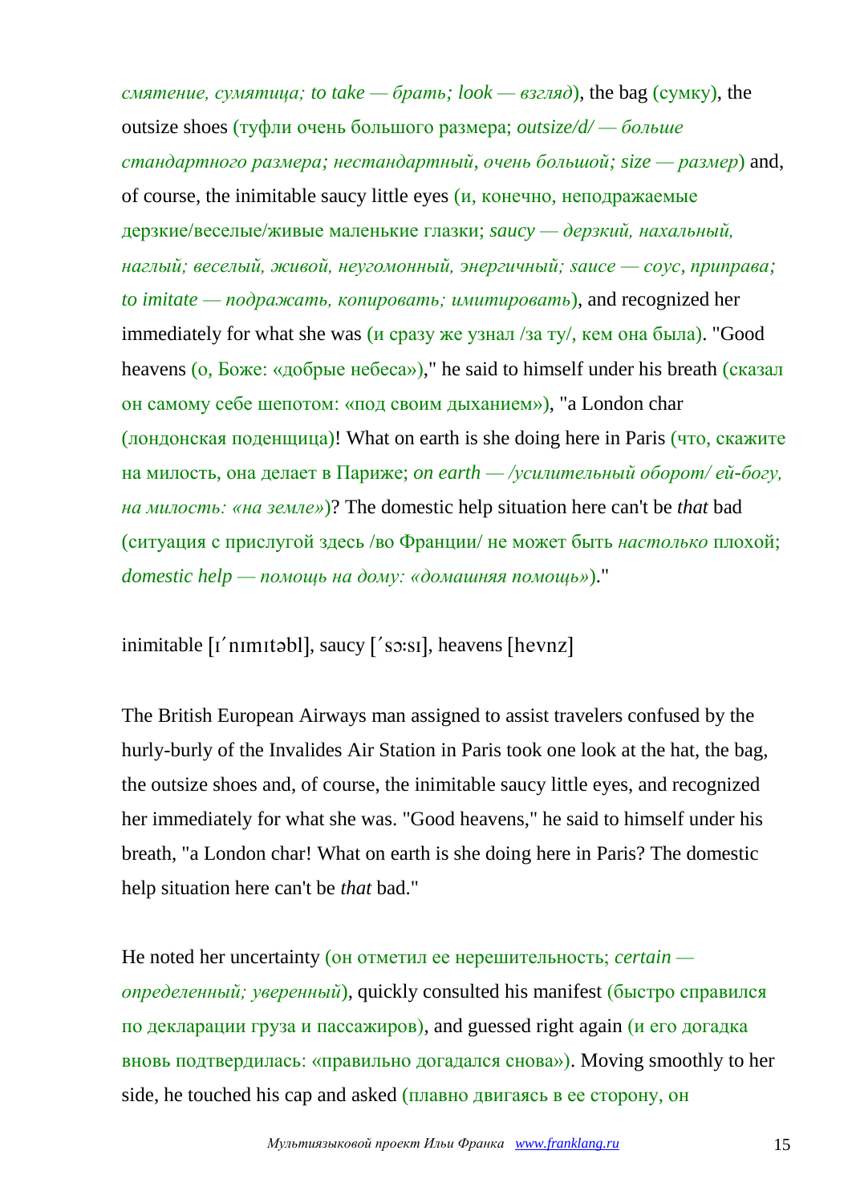*смятение, сумятица; to take — брать; look — взгляд*), the bag (сумку), the outsize shoes (туфли очень большого размера; *outsize/d/ — больше стандартного размера; нестандартный, очень большой; size — размер*) and, of course, the inimitable saucy little eyes (и, конечно, неподражаемые дерзкие/веселые/живые маленькие глазки; *saucy — дерзкий, нахальный, наглый; веселый, живой, неугомонный, энергичный; sauce — соус, приправа; to imitate — подражать, копировать; имитировать*), and recognized her immediately for what she was (и сразу же узнал /за ту/, кем она была). "Good heavens (о, Боже: «добрые небеса»)," he said to himself under his breath (сказал он самому себе шепотом: «под своим дыханием»), "a London char (лондонская поденщица)! What on earth is she doing here in Paris (что, скажите на милость, она делает в Париже; *on earth — /усилительный оборот/ ей-богу, на милость: «на земле»*)? The domestic help situation here can't be *that* bad (ситуация с прислугой здесь /во Франции/ не может быть *настолько* плохой; *domestic help — помощь на дому: «домашняя помощь»*)."

inimitable [ɪˈnɪmɪtəbl], saucy [ˈsɔːsɪ], heavens [hevnz]

The British European Airways man assigned to assist travelers confused by the hurly-burly of the Invalides Air Station in Paris took one look at the hat, the bag, the outsize shoes and, of course, the inimitable saucy little eyes, and recognized her immediately for what she was. "Good heavens," he said to himself under his breath, "a London char! What on earth is she doing here in Paris? The domestic help situation here can't be *that* bad."

He noted her uncertainty (он отметил ее нерешительность; *certain — определенный; уверенный*), quickly consulted his manifest (быстро справился по декларации груза и пассажиров), and guessed right again (и его догадка вновь подтвердилась: «правильно догадался снова»). Moving smoothly to her side, he touched his cap and asked (плавно двигаясь в ее сторону, он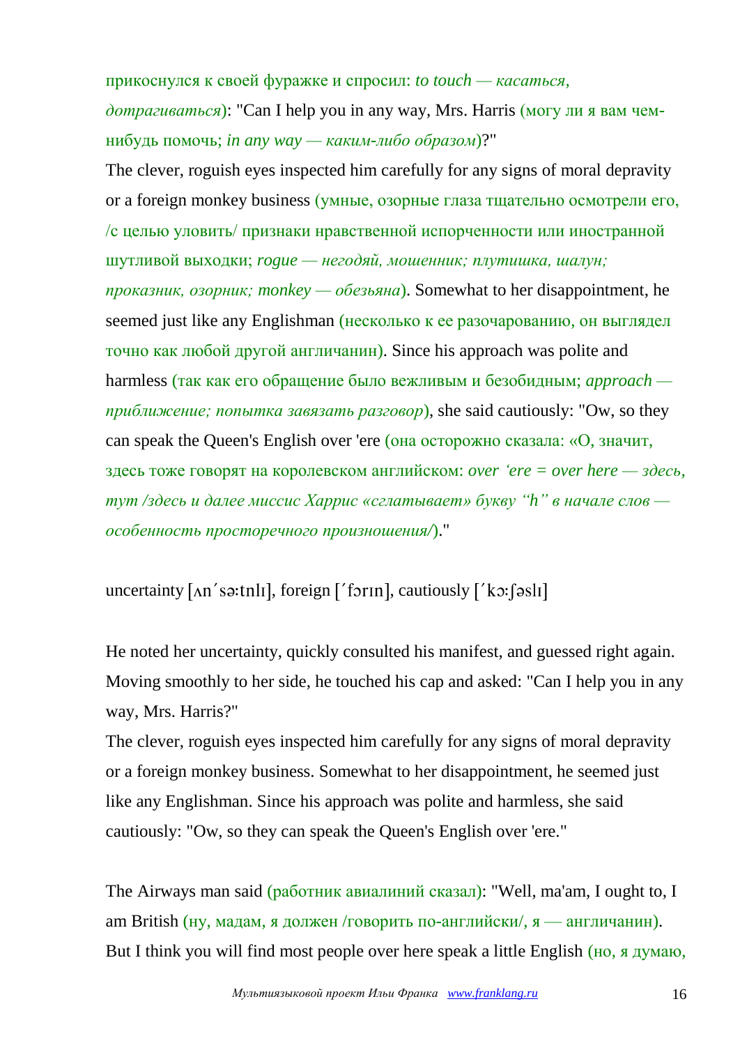прикоснулся к своей фуражке и спросил: *to touch — касаться, дотрагиваться*): "Can I help you in any way, Mrs. Harris (могу ли я вам чем-нибудь помочь; *in any way — каким-либо образом*)?"

The clever, roguish eyes inspected him carefully for any signs of moral depravity or a foreign monkey business (умные, озорные глаза тщательно осмотрели его, /с целью уловить/ признаки нравственной испорченности или иностранной шутливой выходки; *rogue — негодяй, мошенник; плутишка, шалун; проказник, озорник; monkey — обезьяна*). Somewhat to her disappointment, he seemed just like any Englishman (несколько к ее разочарованию, он выглядел точно как любой другой англичанин). Since his approach was polite and harmless (так как его обращение было вежливым и безобидным; *approach — приближение; попытка завязать разговор*), she said cautiously: "Ow, so they can speak the Queen's English over 'ere (она осторожно сказала: «О, значит, здесь тоже говорят на королевском английском: *over 'ere = over here — здесь, тут /здесь и далее миссис Харрис «сглатывает» букву "h" в начале слов — особенность просторечного произношения/*)."

uncertainty [ʌn´sə:tnlɪ], foreign [´fɔrɪn], cautiously [´kɔ:ʃəslɪ]

He noted her uncertainty, quickly consulted his manifest, and guessed right again. Moving smoothly to her side, he touched his cap and asked: "Can I help you in any way, Mrs. Harris?"

The clever, roguish eyes inspected him carefully for any signs of moral depravity or a foreign monkey business. Somewhat to her disappointment, he seemed just like any Englishman. Since his approach was polite and harmless, she said cautiously: "Ow, so they can speak the Queen's English over 'ere."

The Airways man said (работник авиалиний сказал): "Well, ma'am, I ought to, I am British (ну, мадам, я должен /говорить по-английски/, я — англичанин). But I think you will find most people over here speak a little English (но, я думаю,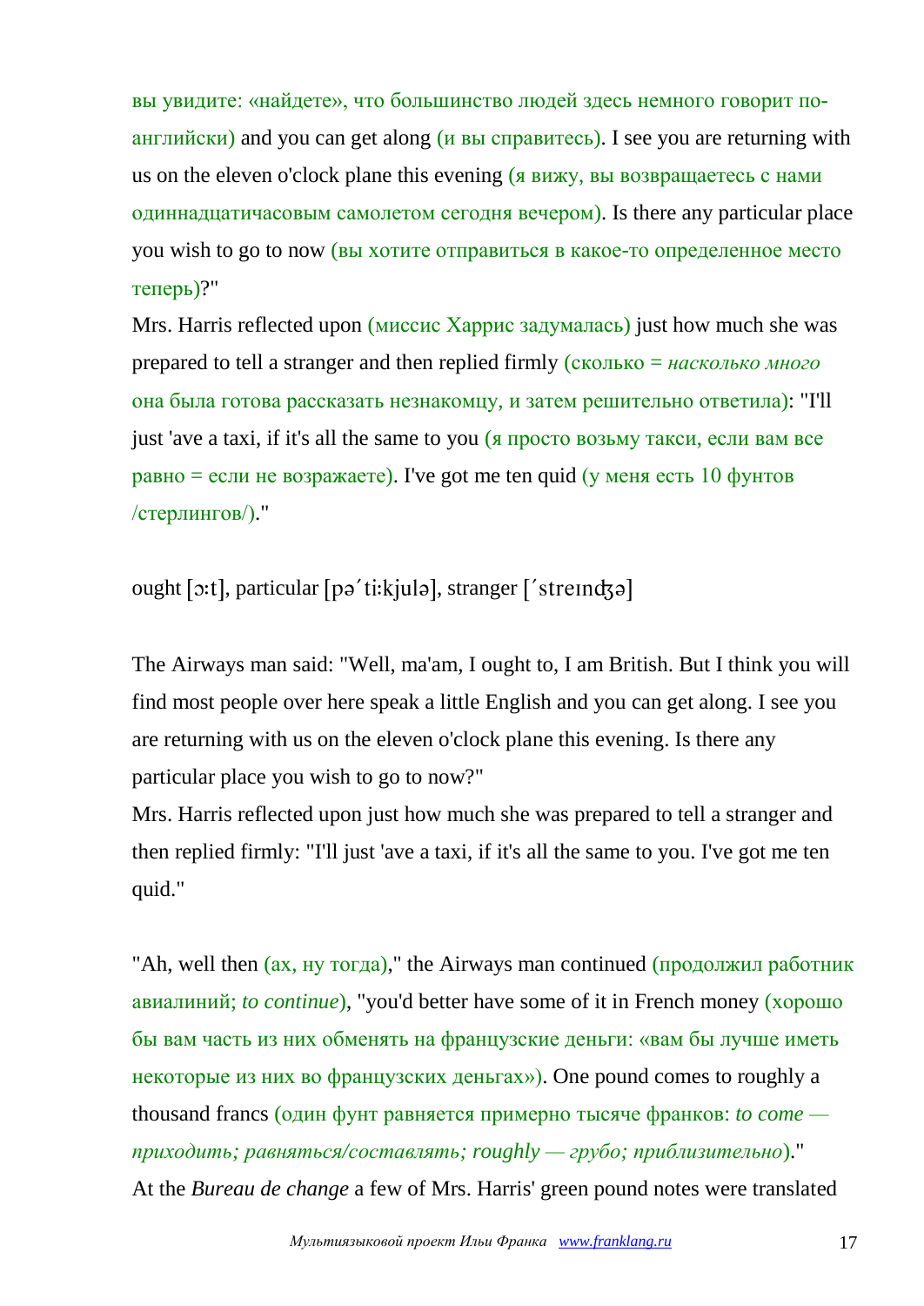вы увидите: «найдете», что большинство людей здесь немного говорит по-английски) and you can get along (и вы справитесь). I see you are returning with us on the eleven o'clock plane this evening (я вижу, вы возвращаетесь с нами одиннадцатичасовым самолетом сегодня вечером). Is there any particular place you wish to go to now (вы хотите отправиться в какое-то определенное место теперь)?"

Mrs. Harris reflected upon (миссис Харрис задумалась) just how much she was prepared to tell a stranger and then replied firmly (сколько = *насколько много* она была готова рассказать незнакомцу, и затем решительно ответила): "I'll just 'ave a taxi, if it's all the same to you (я просто возьму такси, если вам все равно = если не возражаете). I've got me ten quid (у меня есть 10 фунтов /стерлингов/)."

ought [ɔ:t], particular [pə´ti:kjulə], stranger [´streɪnʤə]

The Airways man said: "Well, ma'am, I ought to, I am British. But I think you will find most people over here speak a little English and you can get along. I see you are returning with us on the eleven o'clock plane this evening. Is there any particular place you wish to go to now?"

Mrs. Harris reflected upon just how much she was prepared to tell a stranger and then replied firmly: "I'll just 'ave a taxi, if it's all the same to you. I've got me ten quid."

"Ah, well then (ах, ну тогда)," the Airways man continued (продолжил работник авиалиний; *to continue*), "you'd better have some of it in French money (хорошо бы вам часть из них обменять на французские деньги: «вам бы лучше иметь некоторые из них во французских деньгах»). One pound comes to roughly a thousand francs (один фунт равняется примерно тысяче франков: *to come — приходить; равняться/составлять; roughly — грубо; приблизительно*)."

At the *Bureau de change* a few of Mrs. Harris' green pound notes were translated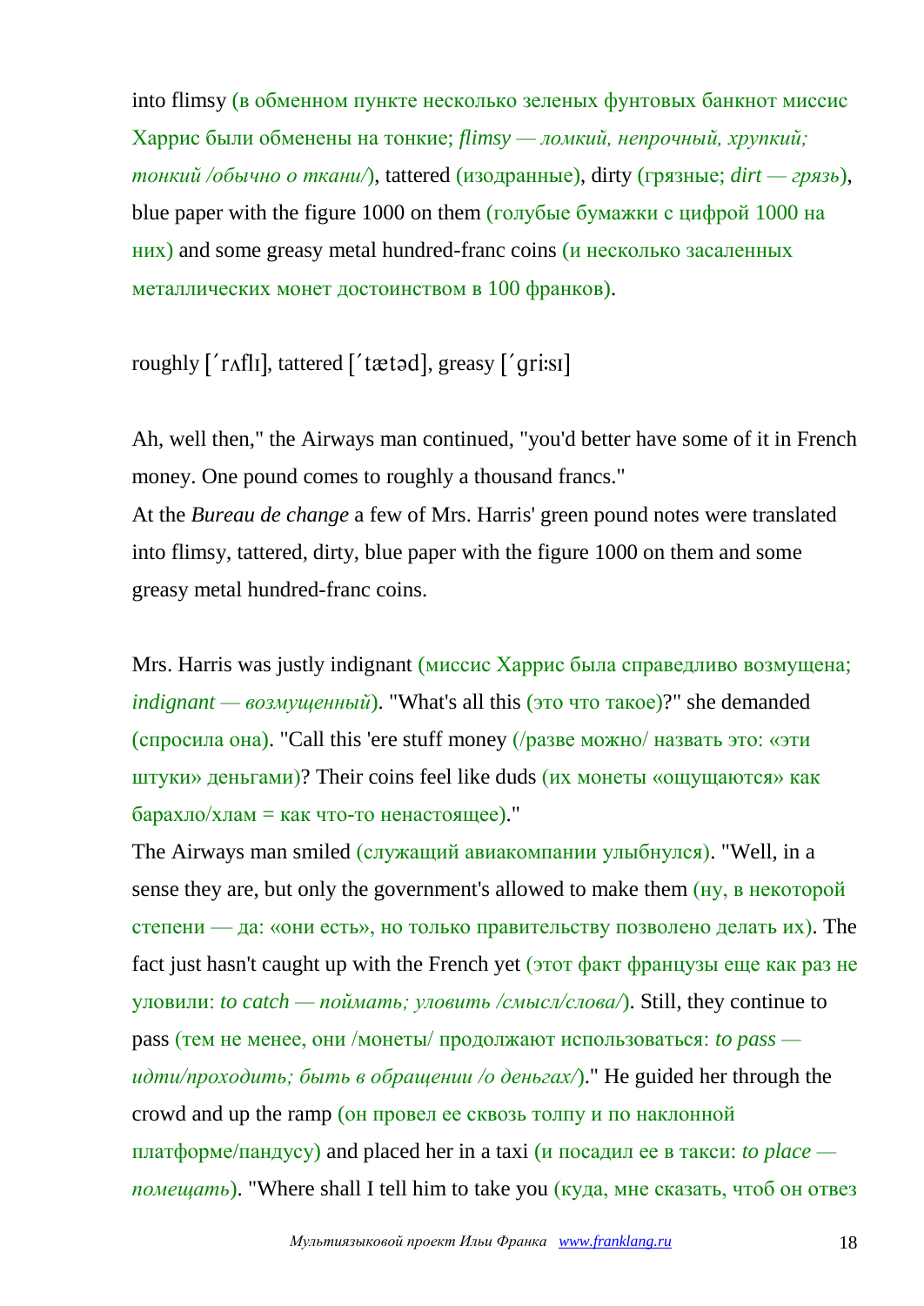into flimsy (в обменном пункте несколько зеленых фунтовых банкнот миссис Харрис были обменены на тонкие; *flimsy — ломкий, непрочный, хрупкий; тонкий /обычно о ткани/*), tattered (изодранные), dirty (грязные; *dirt — грязь*), blue paper with the figure 1000 on them (голубые бумажки с цифрой 1000 на них) and some greasy metal hundred-franc coins (и несколько засаленных металлических монет достоинством в 100 франков).

roughly [ˊrʌflɪ], tattered [ˊtætəd], greasy [ˊgriːsɪ]

Ah, well then," the Airways man continued, "you'd better have some of it in French money. One pound comes to roughly a thousand francs."
At the *Bureau de change* a few of Mrs. Harris' green pound notes were translated into flimsy, tattered, dirty, blue paper with the figure 1000 on them and some greasy metal hundred-franc coins.

Mrs. Harris was justly indignant (миссис Харрис была справедливо возмущена; *indignant — возмущенный*). "What's all this (это что такое)?" she demanded (спросила она). "Call this 'ere stuff money (/разве можно/ назвать это: «эти штуки» деньгами)? Their coins feel like duds (их монеты «ощущаются» как барахло/хлам = как что-то ненастоящее)."
The Airways man smiled (служащий авиакомпании улыбнулся). "Well, in a sense they are, but only the government's allowed to make them (ну, в некоторой степени — да: «они есть», но только правительству позволено делать их). The fact just hasn't caught up with the French yet (этот факт французы еще как раз не уловили: *to catch — поймать; уловить /смысл/слова/*). Still, they continue to pass (тем не менее, они /монеты/ продолжают использоваться: *to pass — идти/проходить; быть в обращении /о деньгах/*)." He guided her through the crowd and up the ramp (он провел ее сквозь толпу и по наклонной платформе/пандусу) and placed her in a taxi (и посадил ее в такси: *to place — помещать*). "Where shall I tell him to take you (куда, мне сказать, чтоб он отвез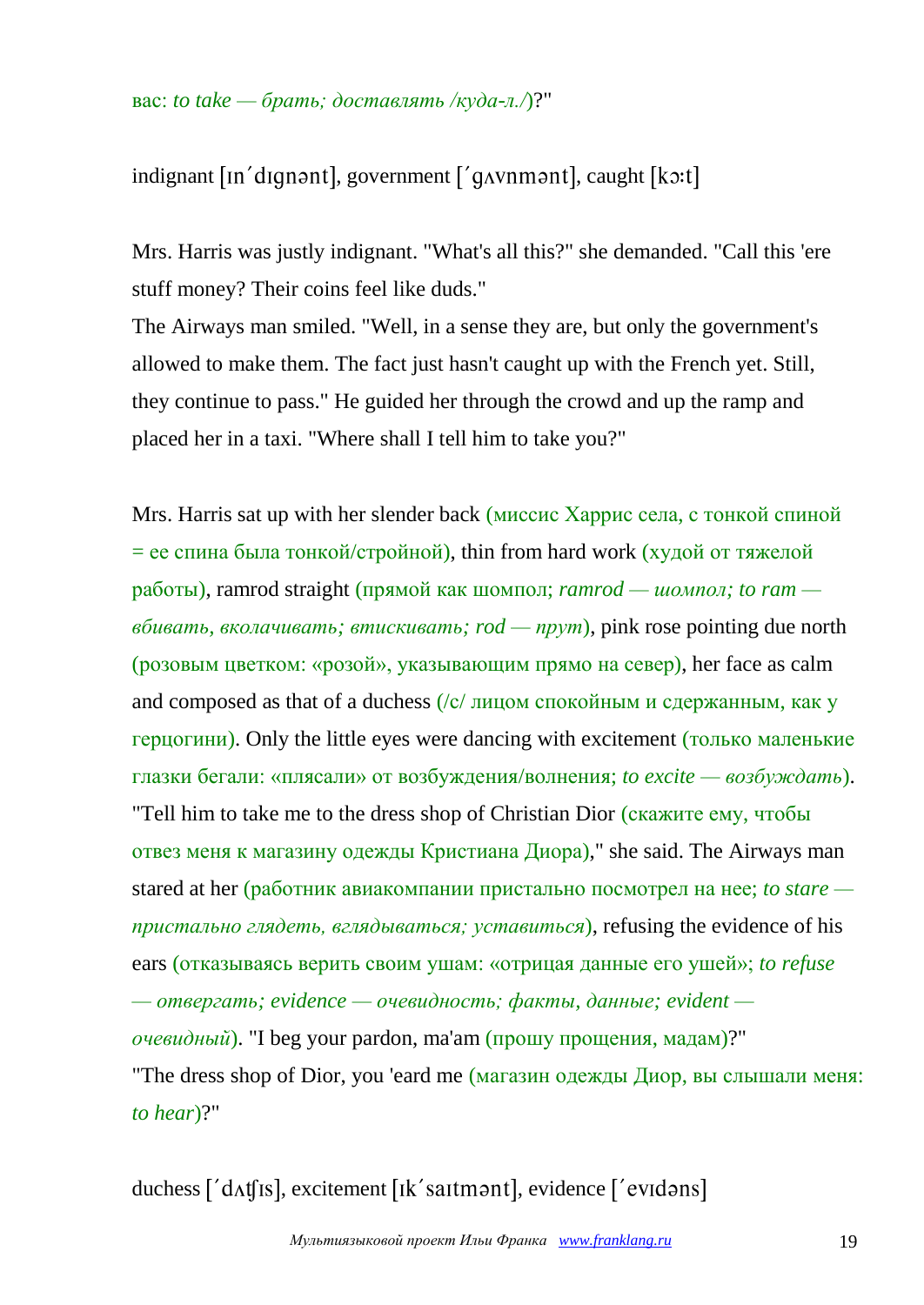вас: *to take — брать; доставлять /куда-л./*)?"

indignant [ɪn΄dɪgnənt], government [΄gʌvnmənt], caught [kɔːt]

Mrs. Harris was justly indignant. "What's all this?" she demanded. "Call this 'ere stuff money? Their coins feel like duds."
The Airways man smiled. "Well, in a sense they are, but only the government's allowed to make them. The fact just hasn't caught up with the French yet. Still, they continue to pass." He guided her through the crowd and up the ramp and placed her in a taxi. "Where shall I tell him to take you?"

Mrs. Harris sat up with her slender back (миссис Харрис села, с тонкой спиной = ее спина была тонкой/стройной), thin from hard work (худой от тяжелой работы), ramrod straight (прямой как шомпол; *ramrod — шомпол; to ram — вбивать, вколачивать; втискивать; rod — прут*), pink rose pointing due north (розовым цветком: «розой», указывающим прямо на север), her face as calm and composed as that of a duchess (/с/ лицом спокойным и сдержанным, как у герцогини). Only the little eyes were dancing with excitement (только маленькие глазки бегали: «плясали» от возбуждения/волнения; *to excite — возбуждать*).
"Tell him to take me to the dress shop of Christian Dior (скажите ему, чтобы отвез меня к магазину одежды Кристиана Диора)," she said. The Airways man stared at her (работник авиакомпании пристально посмотрел на нее; *to stare — пристально глядеть, вглядываться; уставиться*), refusing the evidence of his ears (отказываясь верить своим ушам: «отрицая данные его ушей»; *to refuse — отвергать; evidence — очевидность; факты, данные; evident — очевидный*). "I beg your pardon, ma'am (прошу прощения, мадам)?"
"The dress shop of Dior, you 'eard me (магазин одежды Диор, вы слышали меня: *to hear*)?"

duchess [΄dʌʧɪs], excitement [ɪk΄saɪtmənt], evidence [΄evɪdəns]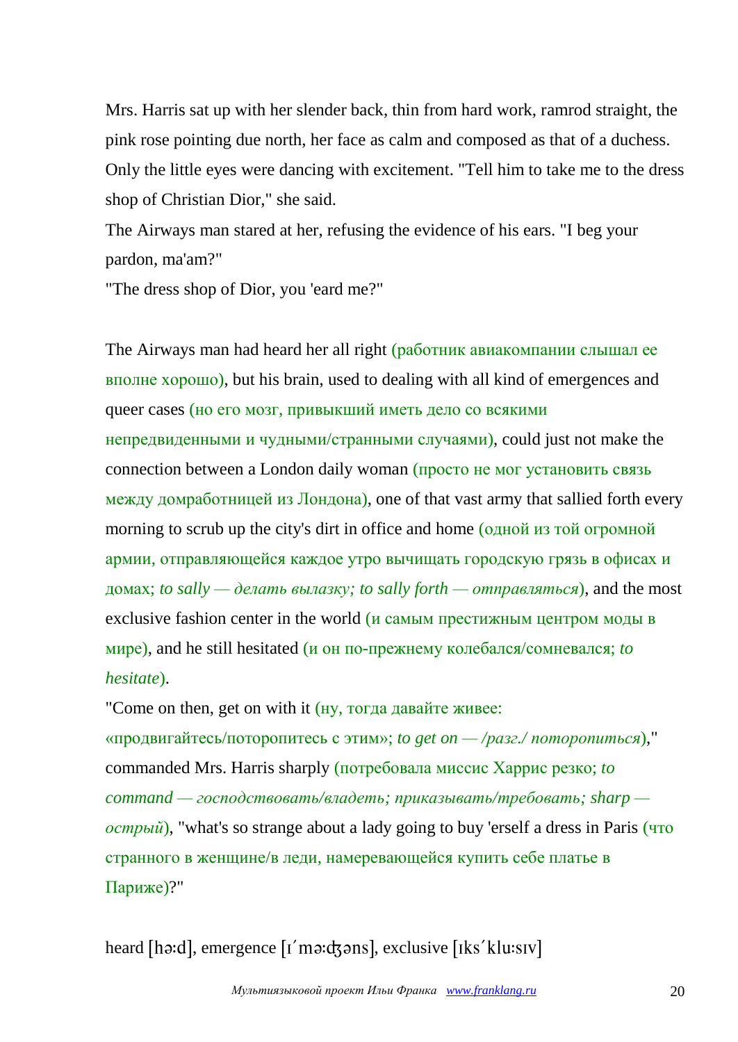Mrs. Harris sat up with her slender back, thin from hard work, ramrod straight, the pink rose pointing due north, her face as calm and composed as that of a duchess. Only the little eyes were dancing with excitement. "Tell him to take me to the dress shop of Christian Dior," she said.

The Airways man stared at her, refusing the evidence of his ears. "I beg your pardon, ma'am?"

"The dress shop of Dior, you 'eard me?"

The Airways man had heard her all right (работник авиакомпании слышал ее вполне хорошо), but his brain, used to dealing with all kind of emergences and queer cases (но его мозг, привыкший иметь дело со всякими непредвиденными и чудными/странными случаями), could just not make the connection between a London daily woman (просто не мог установить связь между домработницей из Лондона), one of that vast army that sallied forth every morning to scrub up the city's dirt in office and home (одной из той огромной армии, отправляющейся каждое утро вычищать городскую грязь в офисах и домах; *to sally — делать вылазку; to sally forth — отправляться*), and the most exclusive fashion center in the world (и самым престижным центром моды в мире), and he still hesitated (и он по-прежнему колебался/сомневался; *to hesitate*).

"Come on then, get on with it (ну, тогда давайте живее: «продвигайтесь/поторопитесь с этим»; *to get on — /разг./ поторопиться*)," commanded Mrs. Harris sharply (потребовала миссис Харрис резко; *to command — господствовать/владеть; приказывать/требовать; sharp — острый*), "what's so strange about a lady going to buy 'erself a dress in Paris (что странного в женщине/в леди, намеревающейся купить себе платье в Париже)?"

heard [hɜːd], emergence [ɪˈmɜːʤəns], exclusive [ɪksˈkluːsɪv]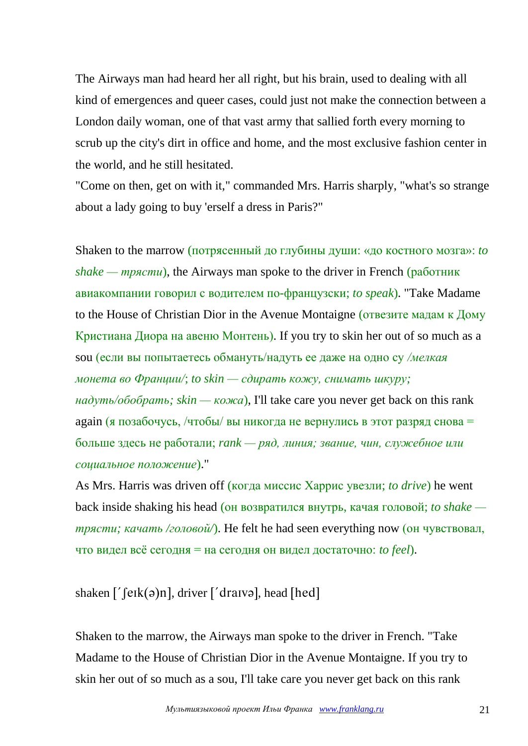The Airways man had heard her all right, but his brain, used to dealing with all kind of emergences and queer cases, could just not make the connection between a London daily woman, one of that vast army that sallied forth every morning to scrub up the city's dirt in office and home, and the most exclusive fashion center in the world, and he still hesitated.

"Come on then, get on with it," commanded Mrs. Harris sharply, "what's so strange about a lady going to buy 'erself a dress in Paris?"

Shaken to the marrow (потрясенный до глубины души: «до костного мозга»: *to shake — трясти*), the Airways man spoke to the driver in French (работник авиакомпании говорил с водителем по-французски; *to speak*). "Take Madame to the House of Christian Dior in the Avenue Montaigne (отвезите мадам к Дому Кристиана Диора на авеню Монтень). If you try to skin her out of so much as a sou (если вы попытаетесь обмануть/надуть ее даже на одно су */мелкая монета во Франции/*; to skin — *сдирать кожу, снимать шкуру; надуть/обобрать; skin — кожа*), I'll take care you never get back on this rank again (я позабочусь, /чтобы/ вы никогда не вернулись в этот разряд снова = больше здесь не работали; *rank — ряд, линия; звание, чин, служебное или социальное положение*)."

As Mrs. Harris was driven off (когда миссис Харрис увезли; *to drive*) he went back inside shaking his head (он возвратился внутрь, качая головой; *to shake — трясти; качать /головой/*). He felt he had seen everything now (он чувствовал, что видел всё сегодня = на сегодня он видел достаточно: *to feel*).

shaken [ˊʃeɪk(ə)n], driver [ˊdraɪvə], head [hed]

Shaken to the marrow, the Airways man spoke to the driver in French. "Take Madame to the House of Christian Dior in the Avenue Montaigne. If you try to skin her out of so much as a sou, I'll take care you never get back on this rank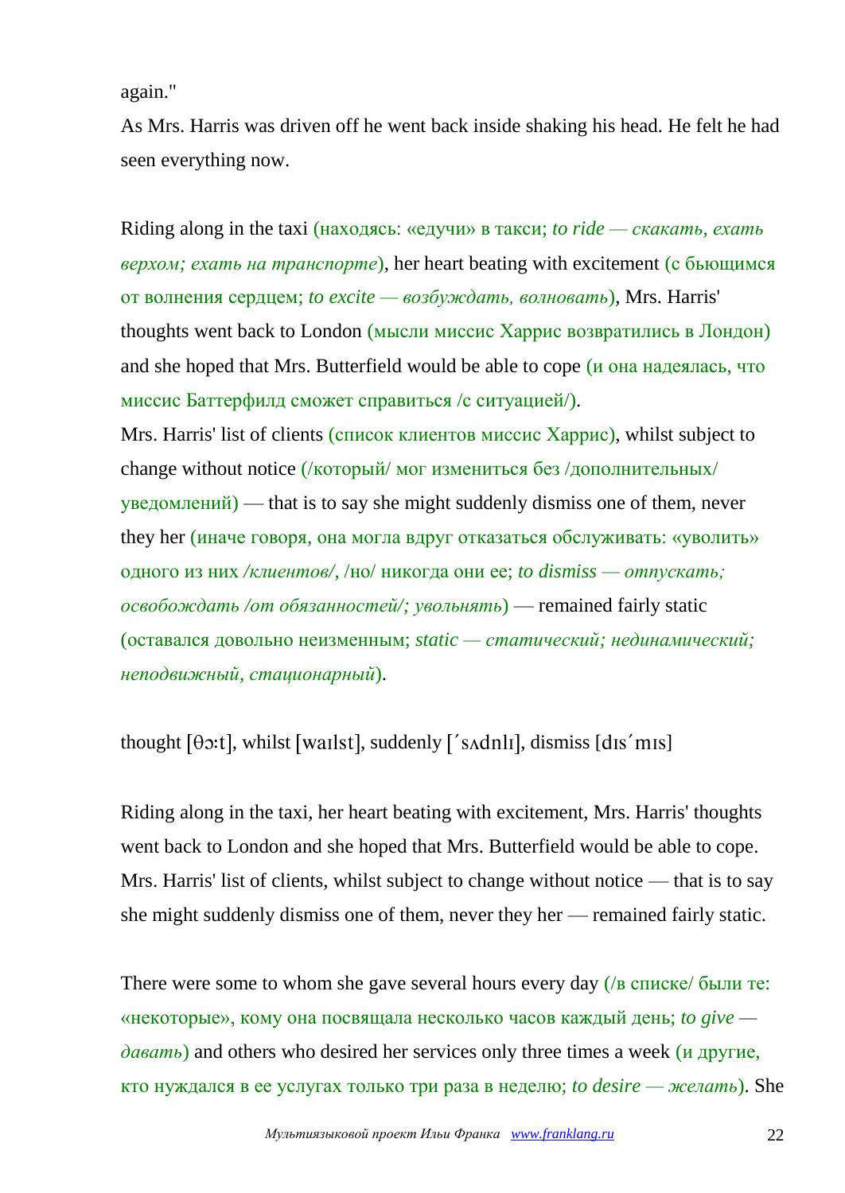again."

As Mrs. Harris was driven off he went back inside shaking his head. He felt he had seen everything now.

Riding along in the taxi (находясь: «едучи» в такси; *to ride — скакать, ехать верхом; ехать на транспорте*), her heart beating with excitement (с бьющимся от волнения сердцем; *to excite — возбуждать, волновать*), Mrs. Harris' thoughts went back to London (мысли миссис Харрис возвратились в Лондон) and she hoped that Mrs. Butterfield would be able to cope (и она надеялась, что миссис Баттерфилд сможет справиться /с ситуацией/).

Mrs. Harris' list of clients (список клиентов миссис Харрис), whilst subject to change without notice (/который/ мог измениться без /дополнительных/ уведомлений) — that is to say she might suddenly dismiss one of them, never they her (иначе говоря, она могла вдруг отказаться обслуживать: «уволить» одного из них */клиентов/*, /но/ никогда они ее; *to dismiss — отпускать; освобождать /от обязанностей/; увольнять*) — remained fairly static (оставался довольно неизменным; *static — статический; нединамический; неподвижный, стационарный*).

thought [θɔ:t], whilst [waɪlst], suddenly [´sʌdnlɪ], dismiss [dɪs´mɪs]

Riding along in the taxi, her heart beating with excitement, Mrs. Harris' thoughts went back to London and she hoped that Mrs. Butterfield would be able to cope. Mrs. Harris' list of clients, whilst subject to change without notice — that is to say she might suddenly dismiss one of them, never they her — remained fairly static.

There were some to whom she gave several hours every day (/в списке/ были те: «некоторые», кому она посвящала несколько часов каждый день; *to give — давать*) and others who desired her services only three times a week (и другие, кто нуждался в ее услугах только три раза в неделю; *to desire — желать*). She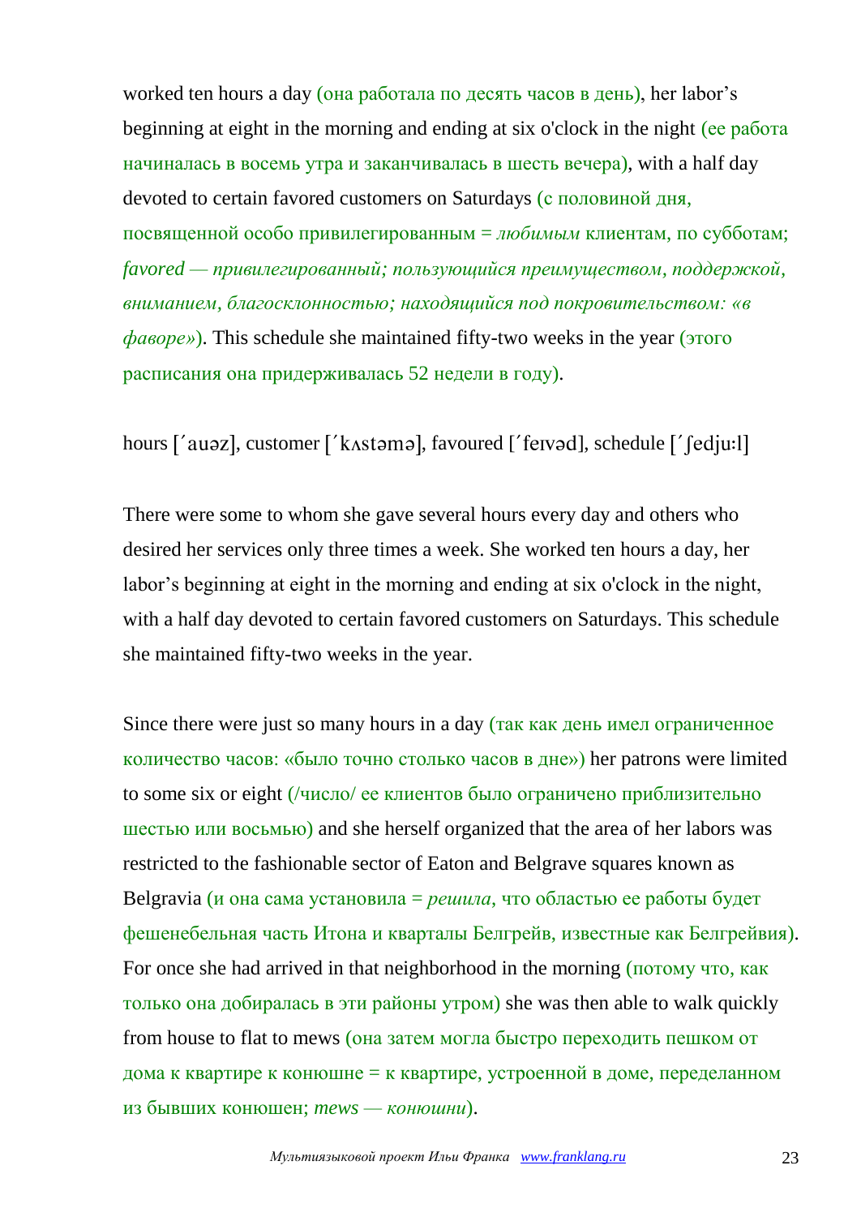worked ten hours a day (она работала по десять часов в день), her labor's beginning at eight in the morning and ending at six o'clock in the night (ее работа начиналась в восемь утра и заканчивалась в шесть вечера), with a half day devoted to certain favored customers on Saturdays (с половиной дня, посвященной особо привилегированным = *любимым* клиентам, по субботам; *favored — привилегированный; пользующийся преимуществом, поддержкой, вниманием, благосклонностью; находящийся под покровительством: «в фаворе»*). This schedule she maintained fifty-two weeks in the year (этого расписания она придерживалась 52 недели в году).

hours [´auəz], customer [´kʌstəmə], favoured [´feɪvəd], schedule [´ʃedjuːl]

There were some to whom she gave several hours every day and others who desired her services only three times a week. She worked ten hours a day, her labor's beginning at eight in the morning and ending at six o'clock in the night, with a half day devoted to certain favored customers on Saturdays. This schedule she maintained fifty-two weeks in the year.

Since there were just so many hours in a day (так как день имел ограниченное количество часов: «было точно столько часов в дне») her patrons were limited to some six or eight (/число/ ее клиентов было ограничено приблизительно шестью или восьмью) and she herself organized that the area of her labors was restricted to the fashionable sector of Eaton and Belgrave squares known as Belgravia (и она сама установила = *решила*, что областью ее работы будет фешенебельная часть Итона и кварталы Белгрейв, известные как Белгрейвия). For once she had arrived in that neighborhood in the morning (потому что, как только она добиралась в эти районы утром) she was then able to walk quickly from house to flat to mews (она затем могла быстро переходить пешком от дома к квартире к конюшне = к квартире, устроенной в доме, переделанном из бывших конюшен; *mews — конюшни*).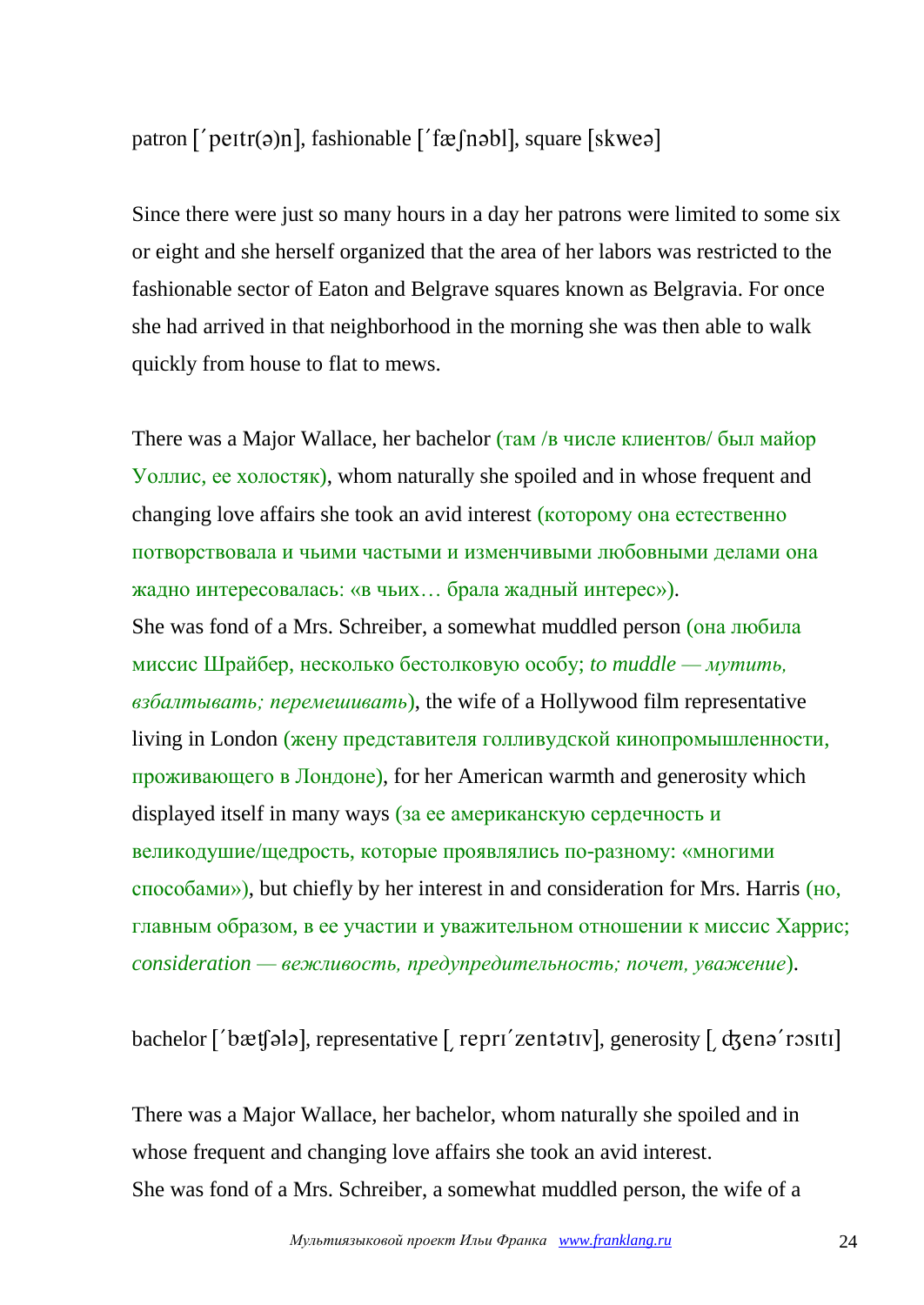patron [ˊpeɪtr(ə)n], fashionable [ˊfæʃnəbl], square [skweə]

Since there were just so many hours in a day her patrons were limited to some six or eight and she herself organized that the area of her labors was restricted to the fashionable sector of Eaton and Belgrave squares known as Belgravia. For once she had arrived in that neighborhood in the morning she was then able to walk quickly from house to flat to mews.

There was a Major Wallace, her bachelor (там /в числе клиентов/ был майор Уоллис, ее холостяк), whom naturally she spoiled and in whose frequent and changing love affairs she took an avid interest (которому она естественно потворствовала и чьими частыми и изменчивыми любовными делами она жадно интересовалась: «в чьих… брала жадный интерес»).
She was fond of a Mrs. Schreiber, a somewhat muddled person (она любила миссис Шрайбер, несколько бестолковую особу; *to muddle — мутить, взбалтывать; перемешивать*), the wife of a Hollywood film representative living in London (жену представителя голливудской кинопромышленности, проживающего в Лондоне), for her American warmth and generosity which displayed itself in many ways (за ее американскую сердечность и великодушие/щедрость, которые проявлялись по-разному: «многими способами»), but chiefly by her interest in and consideration for Mrs. Harris (но, главным образом, в ее участии и уважительном отношении к миссис Харрис; *consideration — вежливость, предупредительность; почет, уважение*).

bachelor [ˊbætʃələ], representative [ˌreprɪˊzentətɪv], generosity [ˌdʒenəˊrɔsɪtɪ]

There was a Major Wallace, her bachelor, whom naturally she spoiled and in whose frequent and changing love affairs she took an avid interest.
She was fond of a Mrs. Schreiber, a somewhat muddled person, the wife of a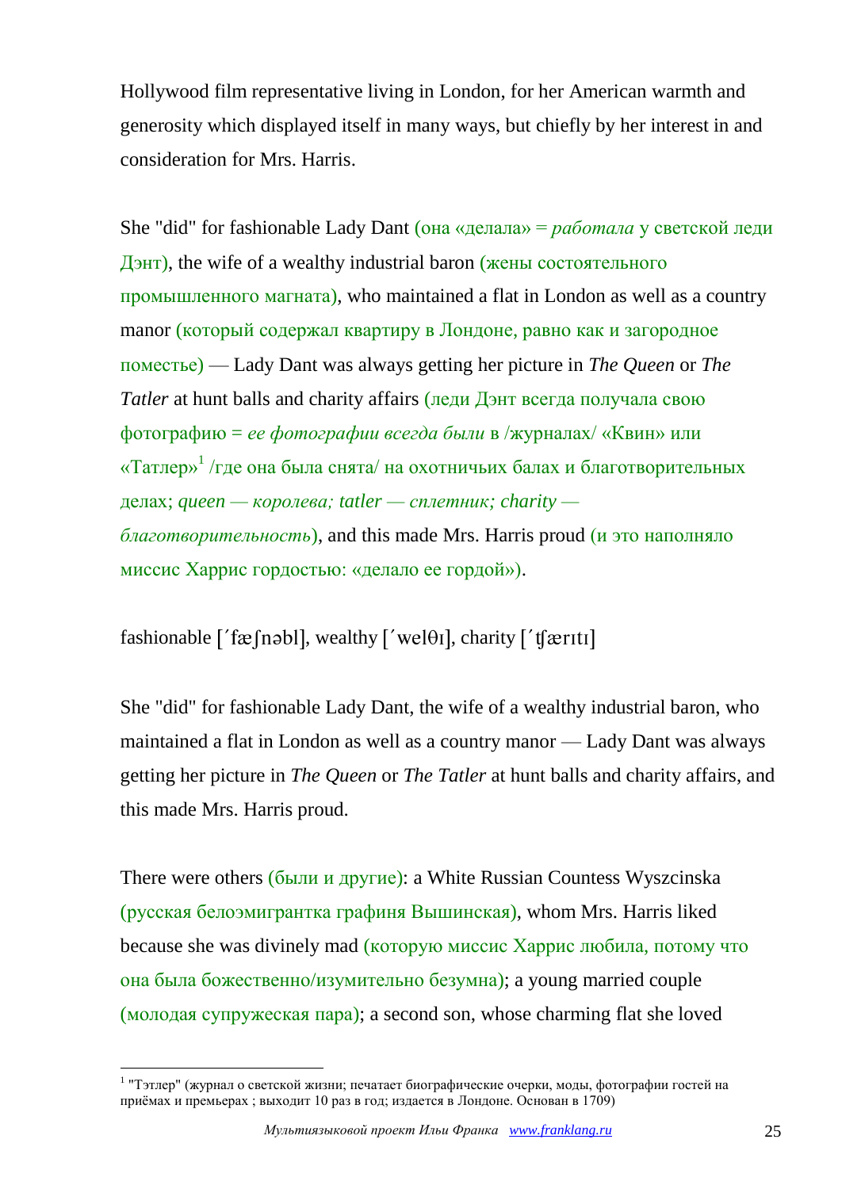Hollywood film representative living in London, for her American warmth and generosity which displayed itself in many ways, but chiefly by her interest in and consideration for Mrs. Harris.

She "did" for fashionable Lady Dant (она «делала» = *работала* у светской леди Дэнт), the wife of a wealthy industrial baron (жены состоятельного промышленного магната), who maintained a flat in London as well as a country manor (который содержал квартиру в Лондоне, равно как и загородное поместье) — Lady Dant was always getting her picture in *The Queen* or *The Tatler* at hunt balls and charity affairs (леди Дэнт всегда получала свою фотографию = *ее фотографии всегда были* в /журналах/ «Квин» или «Татлер»[1] /где она была снята/ на охотничьих балах и благотворительных делах; *queen — королева; tatler — сплетник; charity — благотворительность*), and this made Mrs. Harris proud (и это наполняло миссис Харрис гордостью: «делало ее гордой»).

fashionable [΄fæʃnəbl], wealthy [΄welθɪ], charity [΄ʧærɪtɪ]

She "did" for fashionable Lady Dant, the wife of a wealthy industrial baron, who maintained a flat in London as well as a country manor — Lady Dant was always getting her picture in *The Queen* or *The Tatler* at hunt balls and charity affairs, and this made Mrs. Harris proud.

There were others (были и другие): a White Russian Countess Wyszcinska (русская белоэмигрантка графиня Вышинская), whom Mrs. Harris liked because she was divinely mad (которую миссис Харрис любила, потому что она была божественно/изумительно безумна); a young married couple (молодая супружеская пара); a second son, whose charming flat she loved

[1] "Тэтлер" (журнал о светской жизни; печатает биографические очерки, моды, фотографии гостей на приёмах и премьерах ; выходит 10 раз в год; издается в Лондоне. Основан в 1709)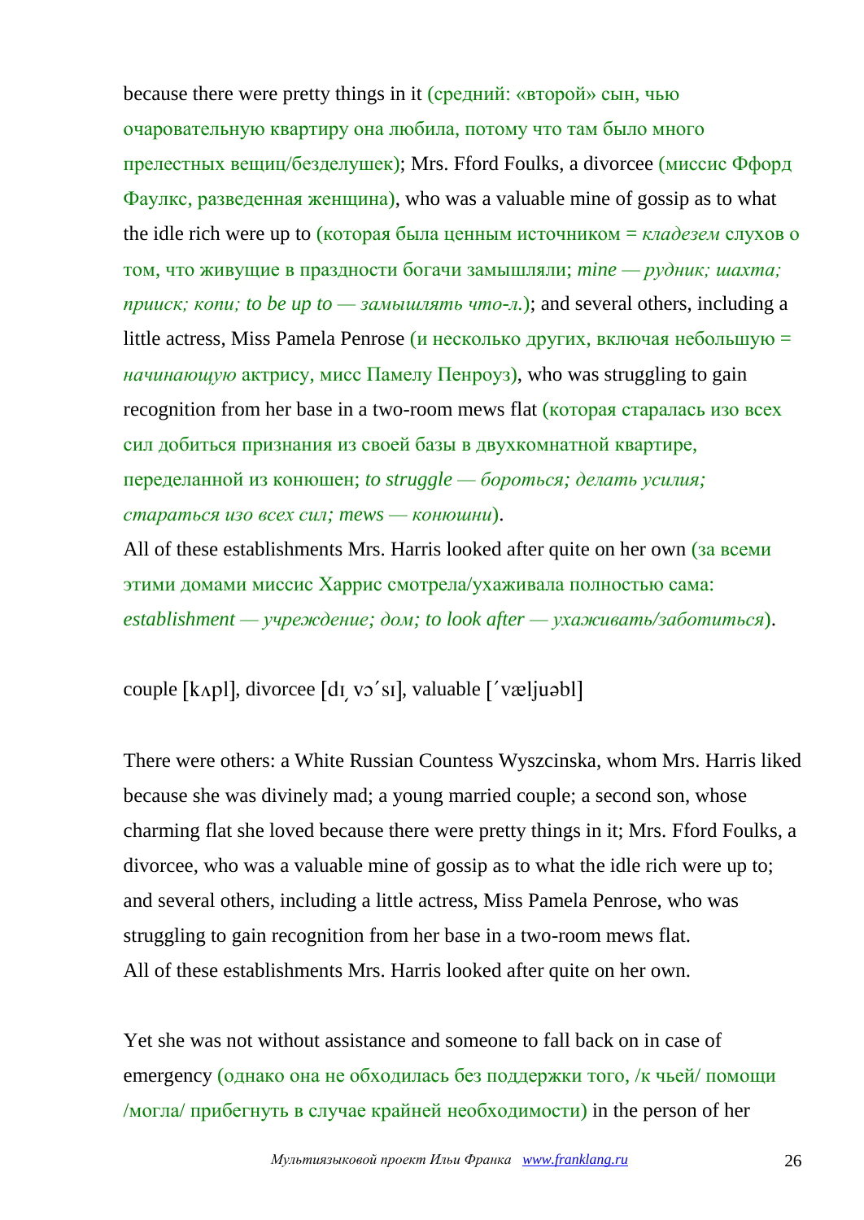because there were pretty things in it (средний: «второй» сын, чью очаровательную квартиру она любила, потому что там было много прелестных вещиц/безделушек); Mrs. Fford Foulks, a divorcee (миссис Ффорд Фаулкс, разведенная женщина), who was a valuable mine of gossip as to what the idle rich were up to (которая была ценным источником = *кладезем* слухов о том, что живущие в праздности богачи замышляли; *mine — рудник; шахта; прииск; копи; to be up to — замышлять что-л.*); and several others, including a little actress, Miss Pamela Penrose (и несколько других, включая небольшую = *начинающую* актрису, мисс Памелу Пенроуз), who was struggling to gain recognition from her base in a two-room mews flat (которая старалась изо всех сил добиться признания из своей базы в двухкомнатной квартире, переделанной из конюшен; *to struggle — бороться; делать усилия; стараться изо всех сил; mews — конюшни*).

All of these establishments Mrs. Harris looked after quite on her own (за всеми этими домами миссис Харрис смотрела/ухаживала полностью сама: *establishment — учреждение; дом; to look after — ухаживать/заботиться*).

couple [kʌpl], divorcee [dɪˌvɔˊsɪ], valuable [ˊvæljuəbl]

There were others: a White Russian Countess Wyszcinska, whom Mrs. Harris liked because she was divinely mad; a young married couple; a second son, whose charming flat she loved because there were pretty things in it; Mrs. Fford Foulks, a divorcee, who was a valuable mine of gossip as to what the idle rich were up to; and several others, including a little actress, Miss Pamela Penrose, who was struggling to gain recognition from her base in a two-room mews flat.
All of these establishments Mrs. Harris looked after quite on her own.

Yet she was not without assistance and someone to fall back on in case of emergency (однако она не обходилась без поддержки того, /к чьей/ помощи /могла/ прибегнуть в случае крайней необходимости) in the person of her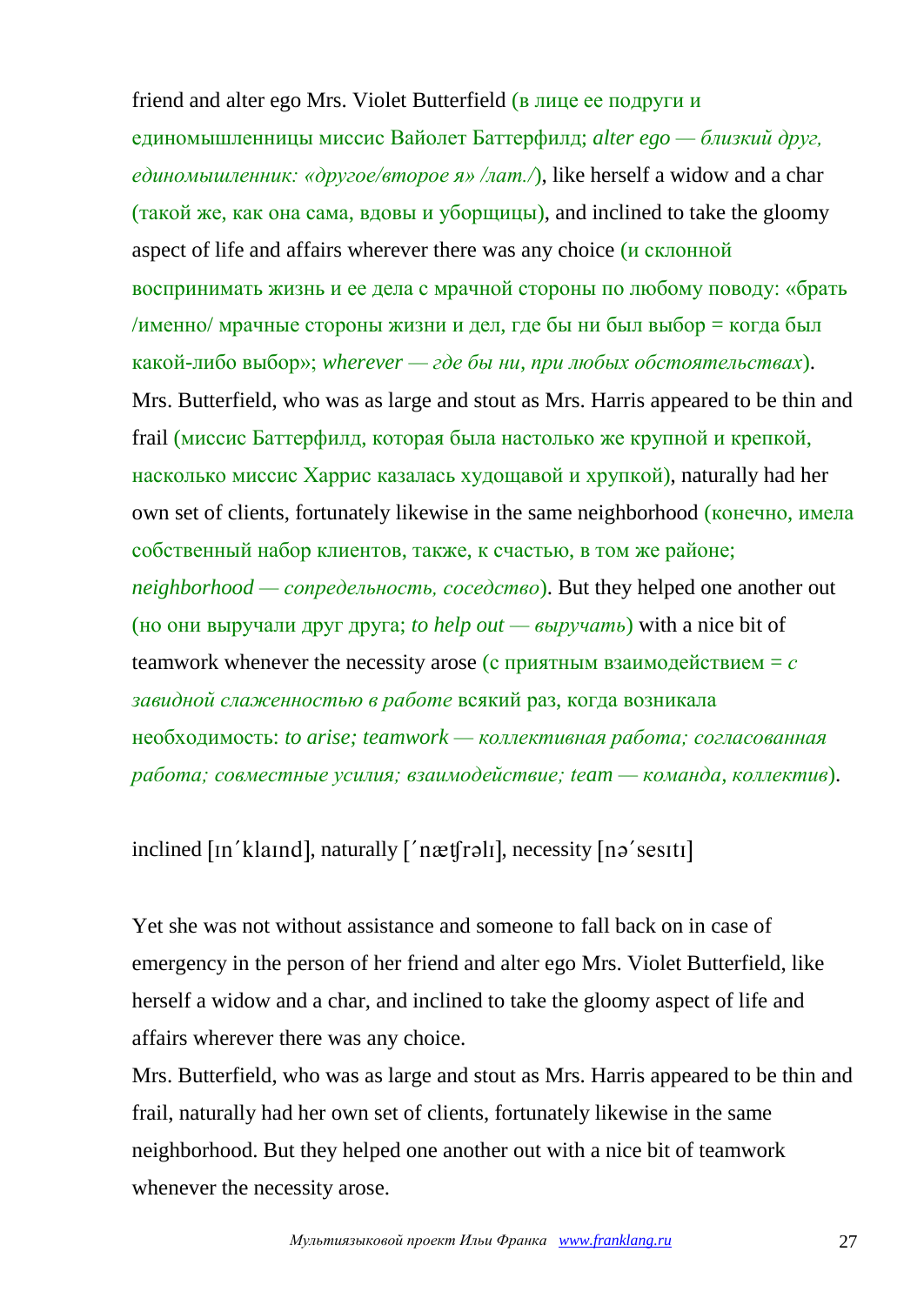friend and alter ego Mrs. Violet Butterfield (в лице ее подруги и единомышленницы миссис Вайолет Баттерфилд; *alter ego — близкий друг, единомышленник: «другое/второе я» /лат./*), like herself a widow and a char (такой же, как она сама, вдовы и уборщицы), and inclined to take the gloomy aspect of life and affairs wherever there was any choice (и склонной воспринимать жизнь и ее дела с мрачной стороны по любому поводу: «брать /именно/ мрачные стороны жизни и дел, где бы ни был выбор = когда был какой-либо выбор»; *wherever — где бы ни, при любых обстоятельствах*). Mrs. Butterfield, who was as large and stout as Mrs. Harris appeared to be thin and frail (миссис Баттерфилд, которая была настолько же крупной и крепкой, насколько миссис Харрис казалась худощавой и хрупкой), naturally had her own set of clients, fortunately likewise in the same neighborhood (конечно, имела собственный набор клиентов, также, к счастью, в том же районе; *neighborhood — сопредельность, соседство*). But they helped one another out (но они выручали друг друга; *to help out — выручать*) with a nice bit of teamwork whenever the necessity arose (с приятным взаимодействием = *с завидной слаженностью в работе* всякий раз, когда возникала необходимость: *to arise; teamwork — коллективная работа; согласованная работа; совместные усилия; взаимодействие; team — команда, коллектив*).

inclined [ɪn΄klaɪnd], naturally [΄nætʃrəlɪ], necessity [nə΄sesɪtɪ]

Yet she was not without assistance and someone to fall back on in case of emergency in the person of her friend and alter ego Mrs. Violet Butterfield, like herself a widow and a char, and inclined to take the gloomy aspect of life and affairs wherever there was any choice.

Mrs. Butterfield, who was as large and stout as Mrs. Harris appeared to be thin and frail, naturally had her own set of clients, fortunately likewise in the same neighborhood. But they helped one another out with a nice bit of teamwork whenever the necessity arose.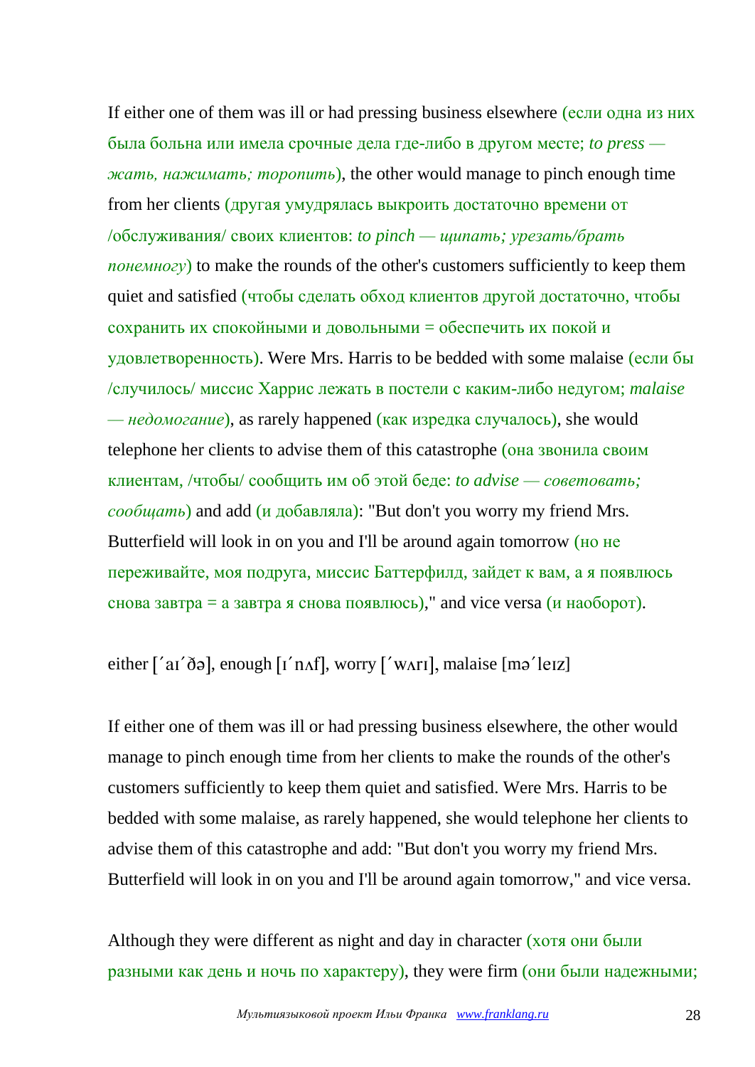If either one of them was ill or had pressing business elsewhere (если одна из них была больна или имела срочные дела где-либо в другом месте; *to press — жать, нажимать; торопить*), the other would manage to pinch enough time from her clients (другая умудрялась выкроить достаточно времени от /обслуживания/ своих клиентов: *to pinch — щипать; урезать/брать понемногу*) to make the rounds of the other's customers sufficiently to keep them quiet and satisfied (чтобы сделать обход клиентов другой достаточно, чтобы сохранить их спокойными и довольными = обеспечить их покой и удовлетворенность). Were Mrs. Harris to be bedded with some malaise (если бы /случилось/ миссис Харрис лежать в постели с каким-либо недугом; *malaise — недомогание*), as rarely happened (как изредка случалось), she would telephone her clients to advise them of this catastrophe (она звонила своим клиентам, /чтобы/ сообщить им об этой беде: *to advise — советовать; сообщать*) and add (и добавляла): "But don't you worry my friend Mrs. Butterfield will look in on you and I'll be around again tomorrow (но не переживайте, моя подруга, миссис Баттерфилд, зайдет к вам, а я появлюсь снова завтра = а завтра я снова появлюсь)," and vice versa (и наоборот).

either [ˊaɪˊðə], enough [ɪˊnʌf], worry [ˊwʌrɪ], malaise [məˊleɪz]

If either one of them was ill or had pressing business elsewhere, the other would manage to pinch enough time from her clients to make the rounds of the other's customers sufficiently to keep them quiet and satisfied. Were Mrs. Harris to be bedded with some malaise, as rarely happened, she would telephone her clients to advise them of this catastrophe and add: "But don't you worry my friend Mrs. Butterfield will look in on you and I'll be around again tomorrow," and vice versa.

Although they were different as night and day in character (хотя они были разными как день и ночь по характеру), they were firm (они были надежными;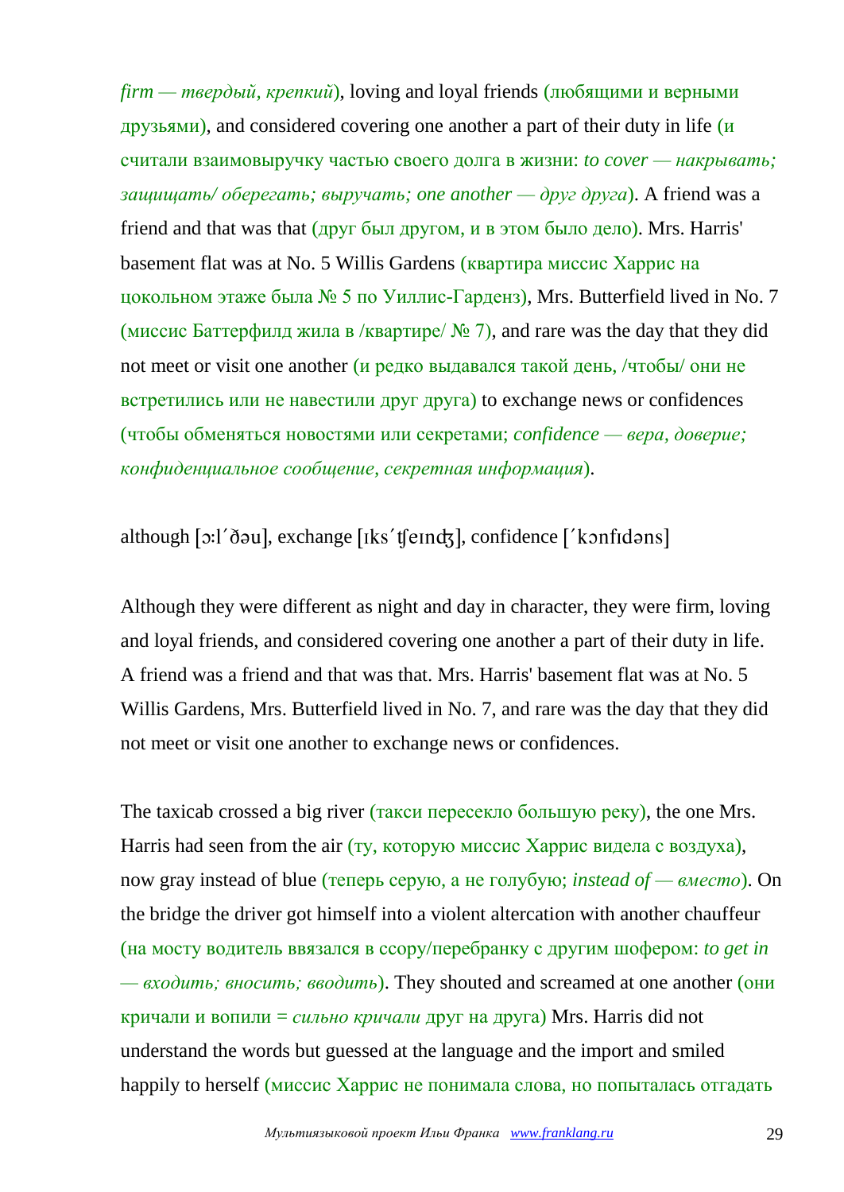*firm — твердый, крепкий*), loving and loyal friends (любящими и верными друзьями), and considered covering one another a part of their duty in life (и считали взаимовыручку частью своего долга в жизни: *to cover — накрывать; защищать/ оберегать; выручать; one another — друг друга*). A friend was a friend and that was that (друг был другом, и в этом было дело). Mrs. Harris' basement flat was at No. 5 Willis Gardens (квартира миссис Харрис на цокольном этаже была № 5 по Уиллис-Гарденз), Mrs. Butterfield lived in No. 7 (миссис Баттерфилд жила в /квартире/ № 7), and rare was the day that they did not meet or visit one another (и редко выдавался такой день, /чтобы/ они не встретились или не навестили друг друга) to exchange news or confidences (чтобы обменяться новостями или секретами; *confidence — вера, доверие; конфиденциальное сообщение, секретная информация*).

although [ɔːl´ðəu], exchange [ɪks´ʧeɪnʤ], confidence [´kɔnfɪdəns]

Although they were different as night and day in character, they were firm, loving and loyal friends, and considered covering one another a part of their duty in life. A friend was a friend and that was that. Mrs. Harris' basement flat was at No. 5 Willis Gardens, Mrs. Butterfield lived in No. 7, and rare was the day that they did not meet or visit one another to exchange news or confidences.

The taxicab crossed a big river (такси пересекло большую реку), the one Mrs. Harris had seen from the air (ту, которую миссис Харрис видела с воздуха), now gray instead of blue (теперь серую, а не голубую; *instead of — вместо*). On the bridge the driver got himself into a violent altercation with another chauffeur (на мосту водитель ввязался в ссору/перебранку с другим шофером: *to get in — входить; вносить; вводить*). They shouted and screamed at one another (они кричали и вопили = *сильно кричали* друг на друга) Mrs. Harris did not understand the words but guessed at the language and the import and smiled happily to herself (миссис Харрис не понимала слова, но попыталась отгадать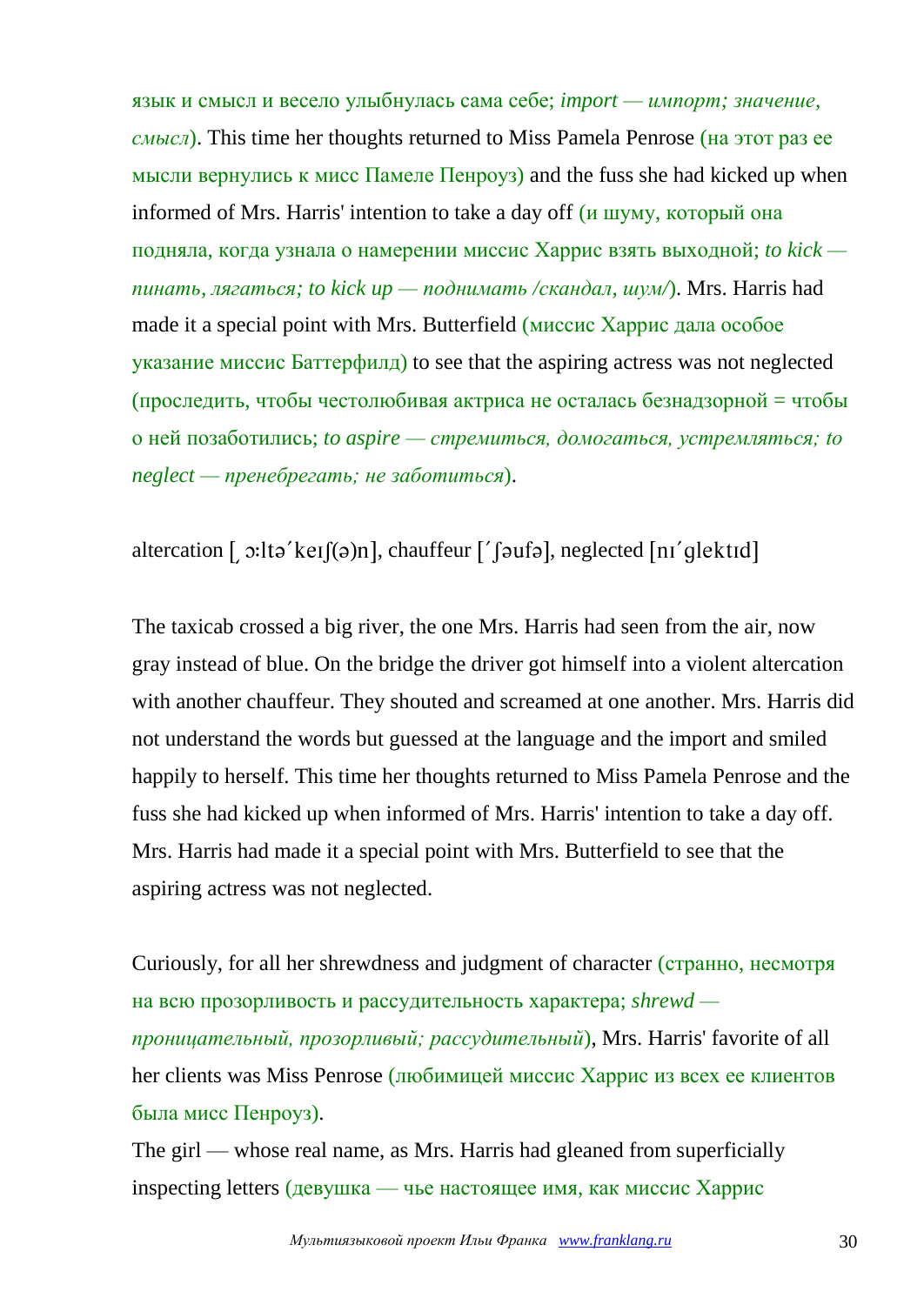язык и смысл и весело улыбнулась сама себе; *import — импорт; значение, смысл*). This time her thoughts returned to Miss Pamela Penrose (на этот раз ее мысли вернулись к мисс Памеле Пенроуз) and the fuss she had kicked up when informed of Mrs. Harris' intention to take a day off (и шуму, который она подняла, когда узнала о намерении миссис Харрис взять выходной; *to kick — пинать, лягаться; to kick up — поднимать /скандал, шум/*). Mrs. Harris had made it a special point with Mrs. Butterfield (миссис Харрис дала особое указание миссис Баттерфилд) to see that the aspiring actress was not neglected (проследить, чтобы честолюбивая актриса не осталась безнадзорной = чтобы о ней позаботились; *to aspire — стремиться, домогаться, устремляться; to neglect — пренебрегать; не заботиться*).

altercation [ˌɔ:ltəˈkeɪʃ(ə)n], chauffeur [ˈʃəufə], neglected [nɪˈglektɪd]

The taxicab crossed a big river, the one Mrs. Harris had seen from the air, now gray instead of blue. On the bridge the driver got himself into a violent altercation with another chauffeur. They shouted and screamed at one another. Mrs. Harris did not understand the words but guessed at the language and the import and smiled happily to herself. This time her thoughts returned to Miss Pamela Penrose and the fuss she had kicked up when informed of Mrs. Harris' intention to take a day off. Mrs. Harris had made it a special point with Mrs. Butterfield to see that the aspiring actress was not neglected.

Curiously, for all her shrewdness and judgment of character (странно, несмотря на всю прозорливость и рассудительность характера; *shrewd — проницательный, прозорливый; рассудительный*), Mrs. Harris' favorite of all her clients was Miss Penrose (любимицей миссис Харрис из всех ее клиентов была мисс Пенроуз).
The girl — whose real name, as Mrs. Harris had gleaned from superficially inspecting letters (девушка — чье настоящее имя, как миссис Харрис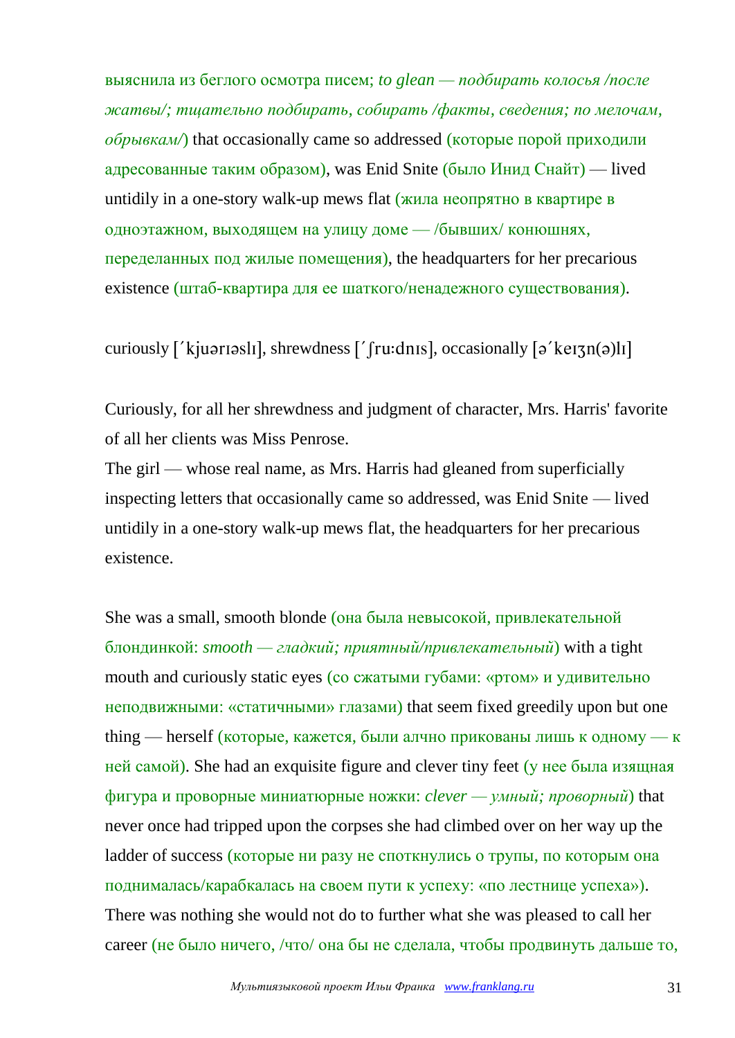выяснила из беглого осмотра писем; *to glean — подбирать колосья /после жатвы/; тщательно подбирать, собирать /факты, сведения; по мелочам, обрывкам/*) that occasionally came so addressed (которые порой приходили адресованные таким образом), was Enid Snite (было Инид Снайт) — lived untidily in a one-story walk-up mews flat (жила неопрятно в квартире в одноэтажном, выходящем на улицу доме — /бывших/ конюшнях, переделанных под жилые помещения), the headquarters for her precarious existence (штаб-квартира для ее шаткого/ненадежного существования).

curiously [΄kjuərɪəslɪ], shrewdness [΄ʃru:dnɪs], occasionally [ə΄keɪʒn(ə)lɪ]

Curiously, for all her shrewdness and judgment of character, Mrs. Harris' favorite of all her clients was Miss Penrose.
The girl — whose real name, as Mrs. Harris had gleaned from superficially inspecting letters that occasionally came so addressed, was Enid Snite — lived untidily in a one-story walk-up mews flat, the headquarters for her precarious existence.

She was a small, smooth blonde (она была невысокой, привлекательной блондинкой: *smooth — гладкий; приятный/привлекательный*) with a tight mouth and curiously static eyes (со сжатыми губами: «ртом» и удивительно неподвижными: «статичными» глазами) that seem fixed greedily upon but one thing — herself (которые, кажется, были алчно прикованы лишь к одному — к ней самой). She had an exquisite figure and clever tiny feet (у нее была изящная фигура и проворные миниатюрные ножки: *clever — умный; проворный*) that never once had tripped upon the corpses she had climbed over on her way up the ladder of success (которые ни разу не споткнулись о трупы, по которым она поднималась/карабкалась на своем пути к успеху: «по лестнице успеха»). There was nothing she would not do to further what she was pleased to call her career (не было ничего, /что/ она бы не сделала, чтобы продвинуть дальше то,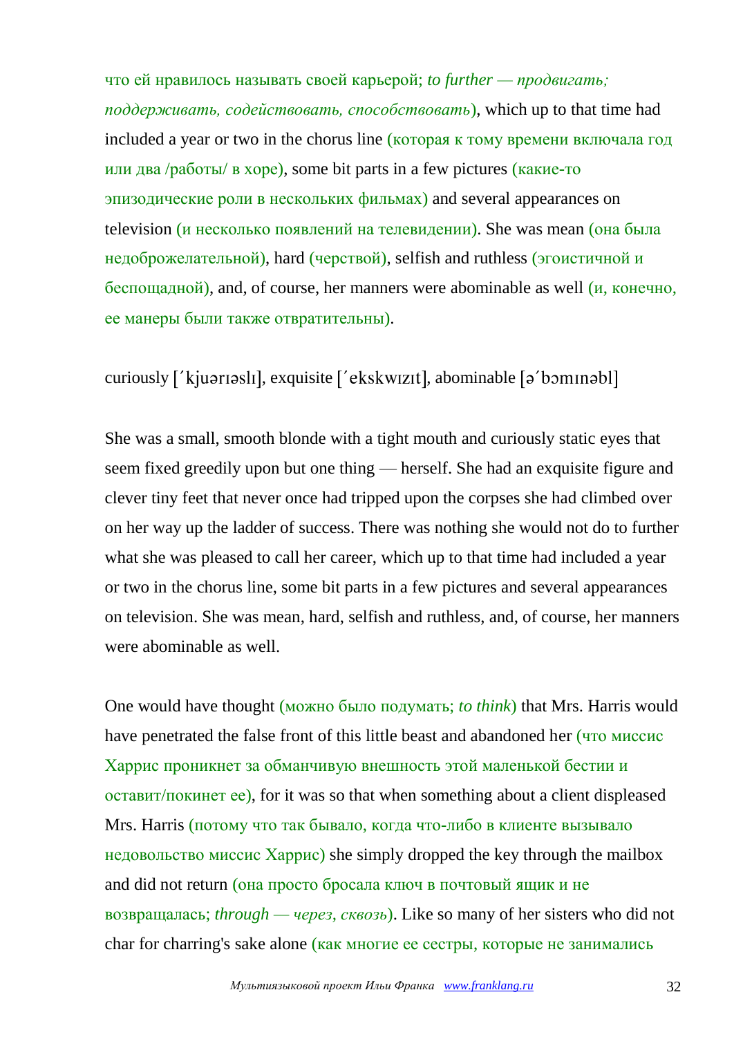что ей нравилось называть своей карьерой; *to further — продвигать; поддерживать, содействовать, способствовать*), which up to that time had included a year or two in the chorus line (которая к тому времени включала год или два /работы/ в хоре), some bit parts in a few pictures (какие-то эпизодические роли в нескольких фильмах) and several appearances on television (и несколько появлений на телевидении). She was mean (она была недоброжелательной), hard (черствой), selfish and ruthless (эгоистичной и беспощадной), and, of course, her manners were abominable as well (и, конечно, ее манеры были также отвратительны).

curiously [΄kjuərıəslı], exquisite [΄ekskwızıt], abominable [ə΄bɔmınəbl]

She was a small, smooth blonde with a tight mouth and curiously static eyes that seem fixed greedily upon but one thing — herself. She had an exquisite figure and clever tiny feet that never once had tripped upon the corpses she had climbed over on her way up the ladder of success. There was nothing she would not do to further what she was pleased to call her career, which up to that time had included a year or two in the chorus line, some bit parts in a few pictures and several appearances on television. She was mean, hard, selfish and ruthless, and, of course, her manners were abominable as well.

One would have thought (можно было подумать; *to think*) that Mrs. Harris would have penetrated the false front of this little beast and abandoned her (что миссис Харрис проникнет за обманчивую внешность этой маленькой бестии и оставит/покинет ее), for it was so that when something about a client displeased Mrs. Harris (потому что так бывало, когда что-либо в клиенте вызывало недовольство миссис Харрис) she simply dropped the key through the mailbox and did not return (она просто бросала ключ в почтовый ящик и не возвращалась; *through — через, сквозь*). Like so many of her sisters who did not char for charring's sake alone (как многие ее сестры, которые не занимались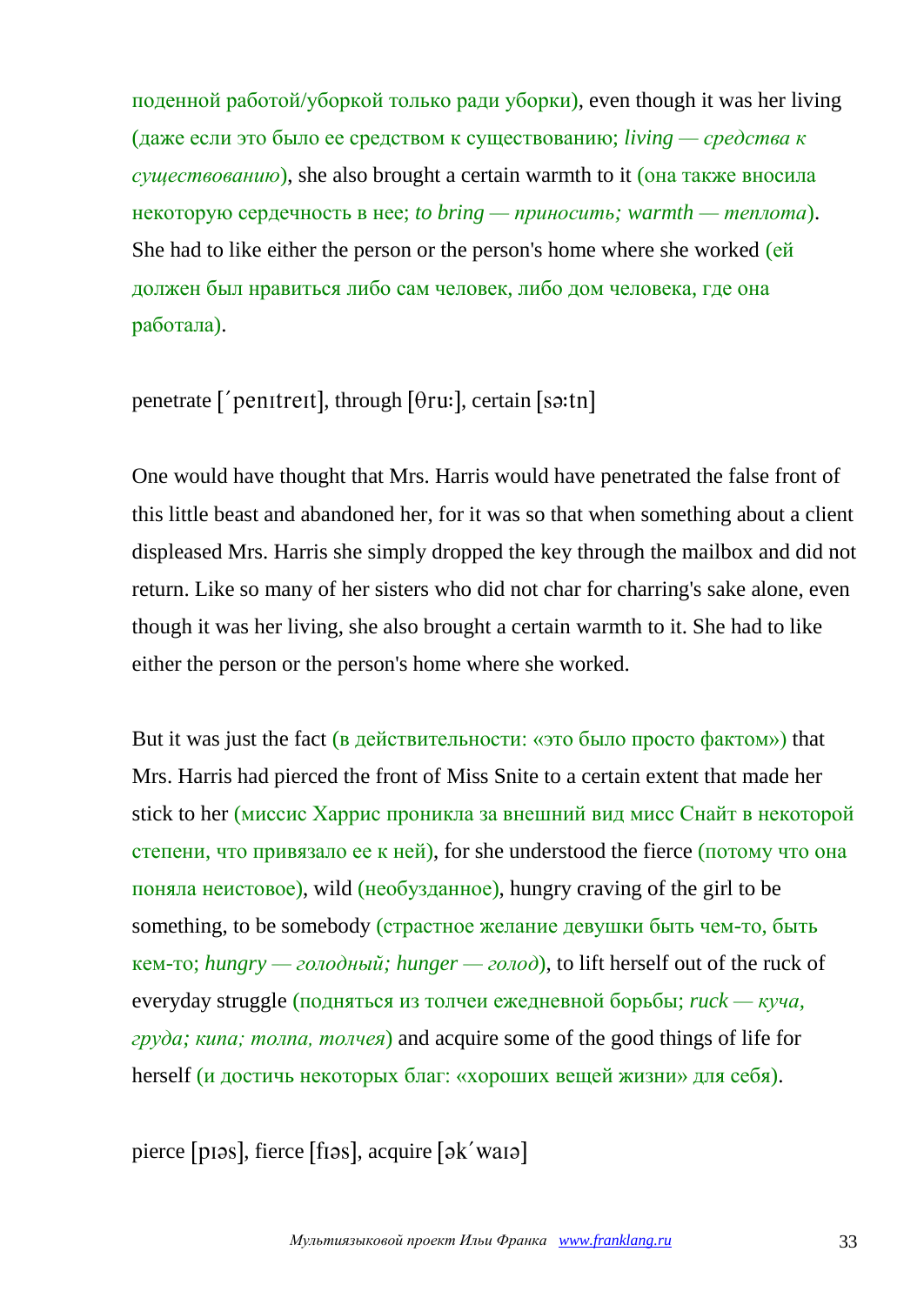поденной работой/уборкой только ради уборки), even though it was her living (даже если это было ее средством к существованию; *living — средства к существованию*), she also brought a certain warmth to it (она также вносила некоторую сердечность в нее; *to bring — приносить; warmth — теплота*). She had to like either the person or the person's home where she worked (ей должен был нравиться либо сам человек, либо дом человека, где она работала).

penetrate [ˊpenɪtreɪt], through [θruː], certain [səːtn]

One would have thought that Mrs. Harris would have penetrated the false front of this little beast and abandoned her, for it was so that when something about a client displeased Mrs. Harris she simply dropped the key through the mailbox and did not return. Like so many of her sisters who did not char for charring's sake alone, even though it was her living, she also brought a certain warmth to it. She had to like either the person or the person's home where she worked.

But it was just the fact (в действительности: «это было просто фактом») that Mrs. Harris had pierced the front of Miss Snite to a certain extent that made her stick to her (миссис Харрис проникла за внешний вид мисс Снайт в некоторой степени, что привязало ее к ней), for she understood the fierce (потому что она поняла неистовое), wild (необузданное), hungry craving of the girl to be something, to be somebody (страстное желание девушки быть чем-то, быть кем-то; *hungry — голодный; hunger — голод*), to lift herself out of the ruck of everyday struggle (подняться из толчеи ежедневной борьбы; *ruck — куча, груда; кипа; толпа, толчея*) and acquire some of the good things of life for herself (и достичь некоторых благ: «хороших вещей жизни» для себя).

pierce [pɪəs], fierce [fɪəs], acquire [əkˊwaɪə]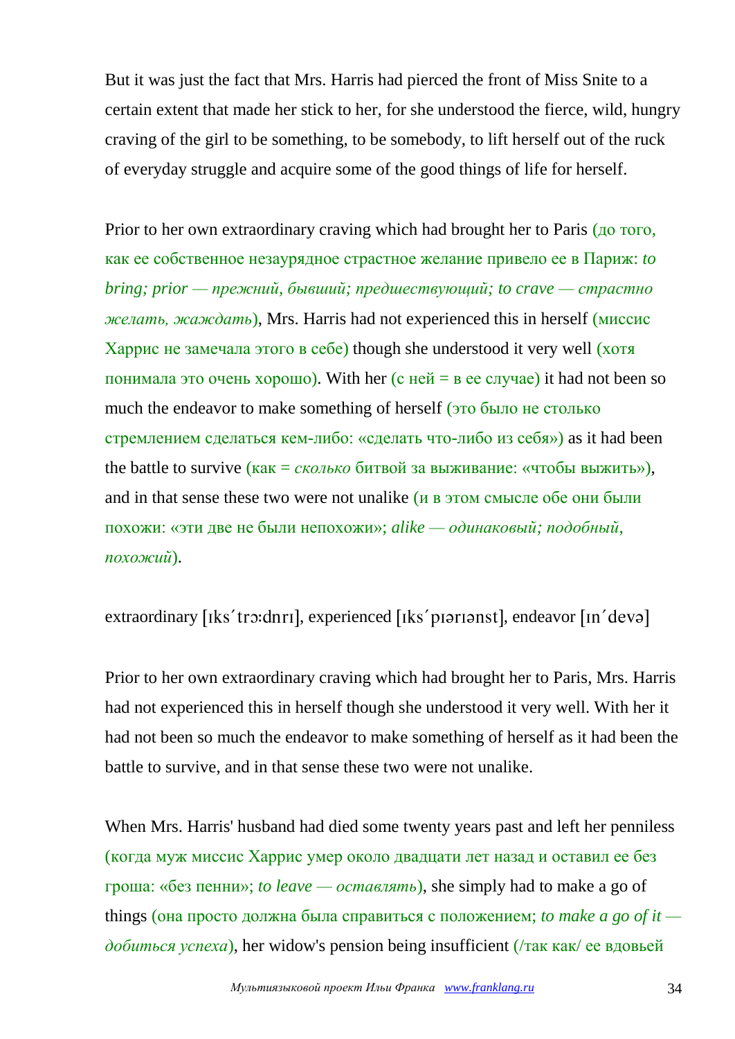But it was just the fact that Mrs. Harris had pierced the front of Miss Snite to a certain extent that made her stick to her, for she understood the fierce, wild, hungry craving of the girl to be something, to be somebody, to lift herself out of the ruck of everyday struggle and acquire some of the good things of life for herself.

Prior to her own extraordinary craving which had brought her to Paris (до того, как ее собственное незаурядное страстное желание привело ее в Париж: *to bring; prior — прежний, бывший; предшествующий; to crave — страстно желать, жаждать*), Mrs. Harris had not experienced this in herself (миссис Харрис не замечала этого в себе) though she understood it very well (хотя понимала это очень хорошо). With her (с ней = в ее случае) it had not been so much the endeavor to make something of herself (это было не столько стремлением сделаться кем-либо: «сделать что-либо из себя») as it had been the battle to survive (как = *сколько* битвой за выживание: «чтобы выжить»), and in that sense these two were not unalike (и в этом смысле обе они были похожи: «эти две не были непохожи»; *alike — одинаковый; подобный, похожий*).

extraordinary [ɪksˊtrɔːdnrɪ], experienced [ɪksˊpɪərɪənst], endeavor [ɪnˊdevə]

Prior to her own extraordinary craving which had brought her to Paris, Mrs. Harris had not experienced this in herself though she understood it very well. With her it had not been so much the endeavor to make something of herself as it had been the battle to survive, and in that sense these two were not unalike.

When Mrs. Harris' husband had died some twenty years past and left her penniless (когда муж миссис Харрис умер около двадцати лет назад и оставил ее без гроша: «без пенни»; *to leave — оставлять*), she simply had to make a go of things (она просто должна была справиться с положением; *to make a go of it — добиться успеха*), her widow's pension being insufficient (/так как/ ее вдовьей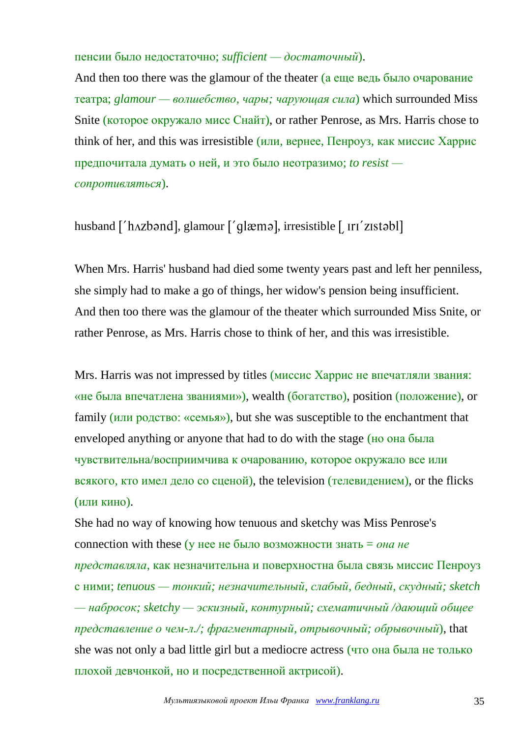пенсии было недостаточно; *sufficient — достаточный*).
And then too there was the glamour of the theater (а еще ведь было очарование театра; *glamour — волшебство, чары; чарующая сила*) which surrounded Miss Snite (которое окружало мисс Снайт), or rather Penrose, as Mrs. Harris chose to think of her, and this was irresistible (или, вернее, Пенроуз, как миссис Харрис предпочитала думать о ней, и это было неотразимо; *to resist — сопротивляться*).

husband [ˈhʌzbənd], glamour [ˈglæmə], irresistible [ˌɪrɪˈzɪstəbl]

When Mrs. Harris' husband had died some twenty years past and left her penniless, she simply had to make a go of things, her widow's pension being insufficient. And then too there was the glamour of the theater which surrounded Miss Snite, or rather Penrose, as Mrs. Harris chose to think of her, and this was irresistible.

Mrs. Harris was not impressed by titles (миссис Харрис не впечатляли звания: «не была впечатлена званиями»), wealth (богатство), position (положение), or family (или родство: «семья»), but she was susceptible to the enchantment that enveloped anything or anyone that had to do with the stage (но она была чувствительна/восприимчива к очарованию, которое окружало все или всякого, кто имел дело со сценой), the television (телевидением), or the flicks (или кино).
She had no way of knowing how tenuous and sketchy was Miss Penrose's connection with these (у нее не было возможности знать = *она не представляла*, как незначительна и поверхностна была связь миссис Пенроуз с ними; *tenuous — тонкий; незначительный, слабый, бедный, скудный; sketch — набросок; sketchy — эскизный, контурный; схематичный /дающий общее представление о чем-л./; фрагментарный, отрывочный; обрывочный*), that she was not only a bad little girl but a mediocre actress (что она была не только плохой девчонкой, но и посредственной актрисой).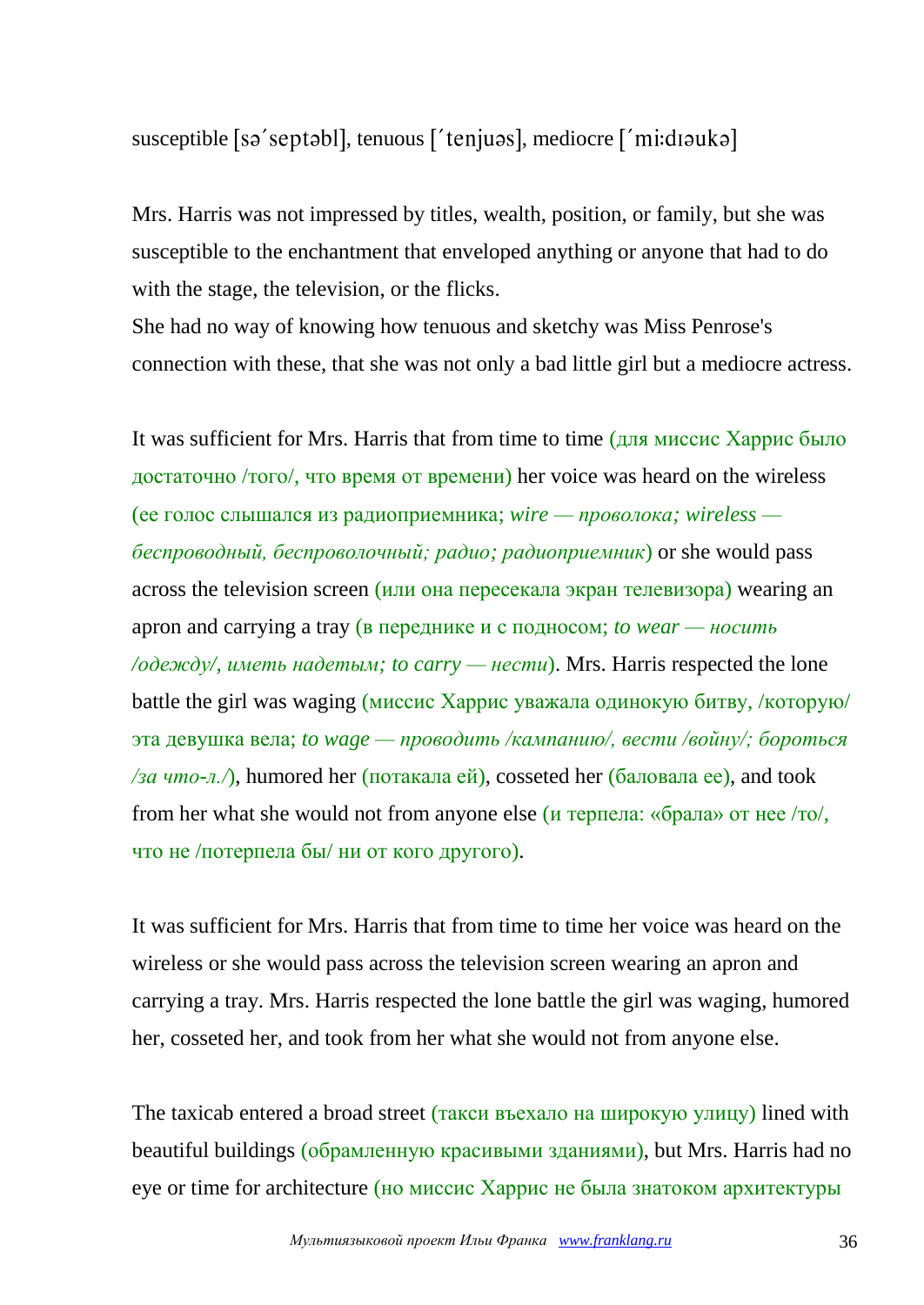susceptible [sə΄septəbl], tenuous [΄tenjuəs], mediocre [΄mi:dıəukə]

Mrs. Harris was not impressed by titles, wealth, position, or family, but she was susceptible to the enchantment that enveloped anything or anyone that had to do with the stage, the television, or the flicks.
She had no way of knowing how tenuous and sketchy was Miss Penrose's connection with these, that she was not only a bad little girl but a mediocre actress.

It was sufficient for Mrs. Harris that from time to time (для миссис Харрис было достаточно /того/, что время от времени) her voice was heard on the wireless (ее голос слышался из радиоприемника; *wire — проволока; wireless — беспроводный, беспроволочный; радио; радиоприемник*) or she would pass across the television screen (или она пересекала экран телевизора) wearing an apron and carrying a tray (в переднике и с подносом; *to wear — носить /одежду/, иметь надетым; to carry — нести*). Mrs. Harris respected the lone battle the girl was waging (миссис Харрис уважала одинокую битву, /которую/ эта девушка вела; *to wage — проводить /кампанию/, вести /войну/; бороться /за что-л./*), humored her (потакала ей), cosseted her (баловала ее), and took from her what she would not from anyone else (и терпела: «брала» от нее /то/, что не /потерпела бы/ ни от кого другого).

It was sufficient for Mrs. Harris that from time to time her voice was heard on the wireless or she would pass across the television screen wearing an apron and carrying a tray. Mrs. Harris respected the lone battle the girl was waging, humored her, cosseted her, and took from her what she would not from anyone else.

The taxicab entered a broad street (такси въехало на широкую улицу) lined with beautiful buildings (обрамленную красивыми зданиями), but Mrs. Harris had no eye or time for architecture (но миссис Харрис не была знатоком архитектуры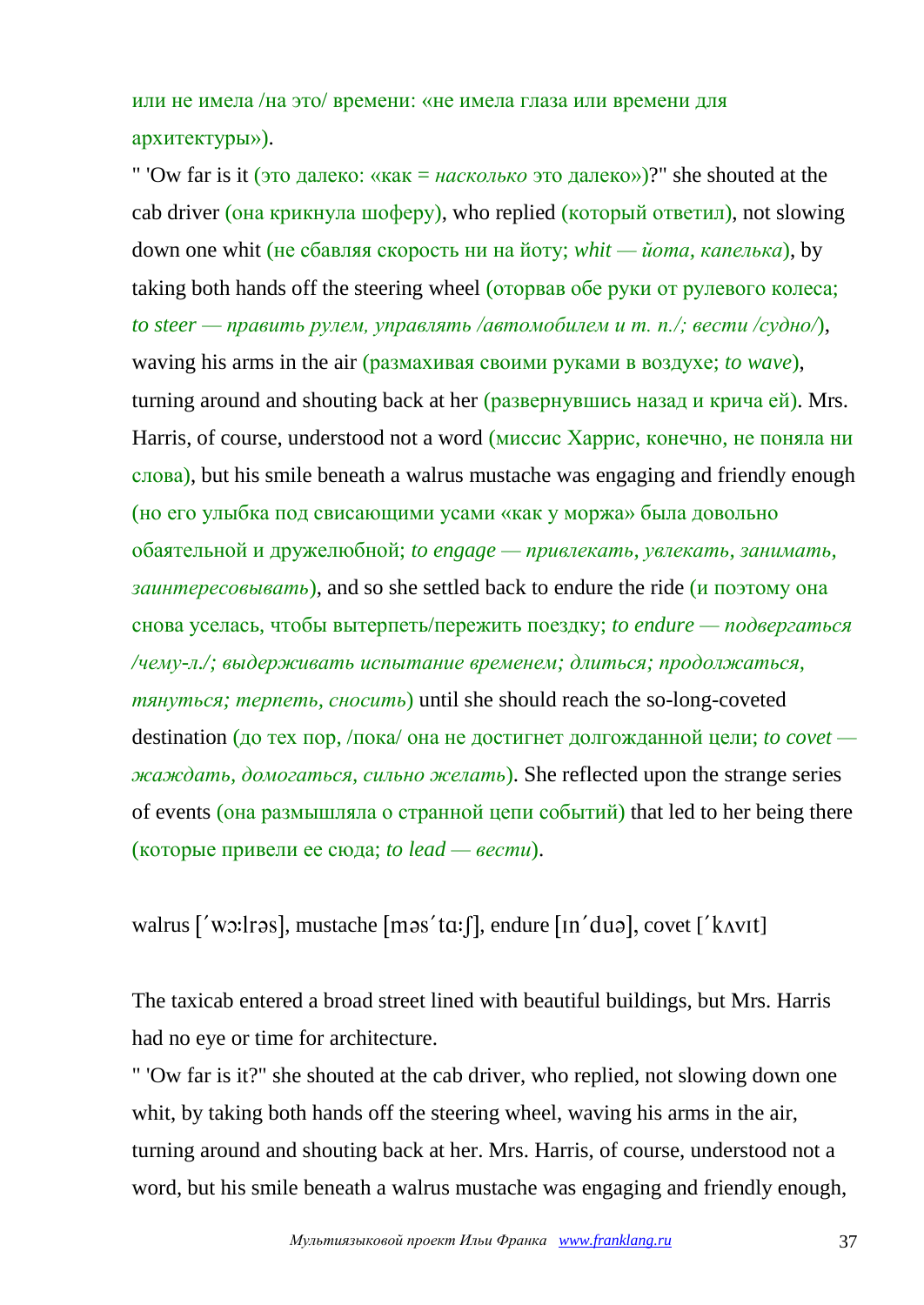или не имела /на это/ времени: «не имела глаза или времени для архитектуры»).

" 'Ow far is it (это далеко: «как = *насколько* это далеко»)?" she shouted at the cab driver (она крикнула шоферу), who replied (который ответил), not slowing down one whit (не сбавляя скорость ни на йоту; *whit — йота, капелька*), by taking both hands off the steering wheel (оторвав обе руки от рулевого колеса; *to steer — править рулем, управлять /автомобилем и т. п./; вести /судно/*), waving his arms in the air (размахивая своими руками в воздухе; *to wave*), turning around and shouting back at her (развернувшись назад и крича ей). Mrs. Harris, of course, understood not a word (миссис Харрис, конечно, не поняла ни слова), but his smile beneath a walrus mustache was engaging and friendly enough (но его улыбка под свисающими усами «как у моржа» была довольно обаятельной и дружелюбной; *to engage — привлекать, увлекать, занимать, заинтересовывать*), and so she settled back to endure the ride (и поэтому она снова уселась, чтобы вытерпеть/пережить поездку; *to endure — подвергаться /чему-л./; выдерживать испытание временем; длиться; продолжаться, тянуться; терпеть, сносить*) until she should reach the so-long-coveted destination (до тех пор, /пока/ она не достигнет долгожданной цели; *to covet — жаждать, домогаться, сильно желать*). She reflected upon the strange series of events (она размышляла о странной цепи событий) that led to her being there (которые привели ее сюда; *to lead — вести*).

walrus [ˊwɔːlrəs], mustache [məsˊtɑːʃ], endure [ɪnˊduə], covet [ˊkʌvɪt]

The taxicab entered a broad street lined with beautiful buildings, but Mrs. Harris had no eye or time for architecture.

" 'Ow far is it?" she shouted at the cab driver, who replied, not slowing down one whit, by taking both hands off the steering wheel, waving his arms in the air, turning around and shouting back at her. Mrs. Harris, of course, understood not a word, but his smile beneath a walrus mustache was engaging and friendly enough,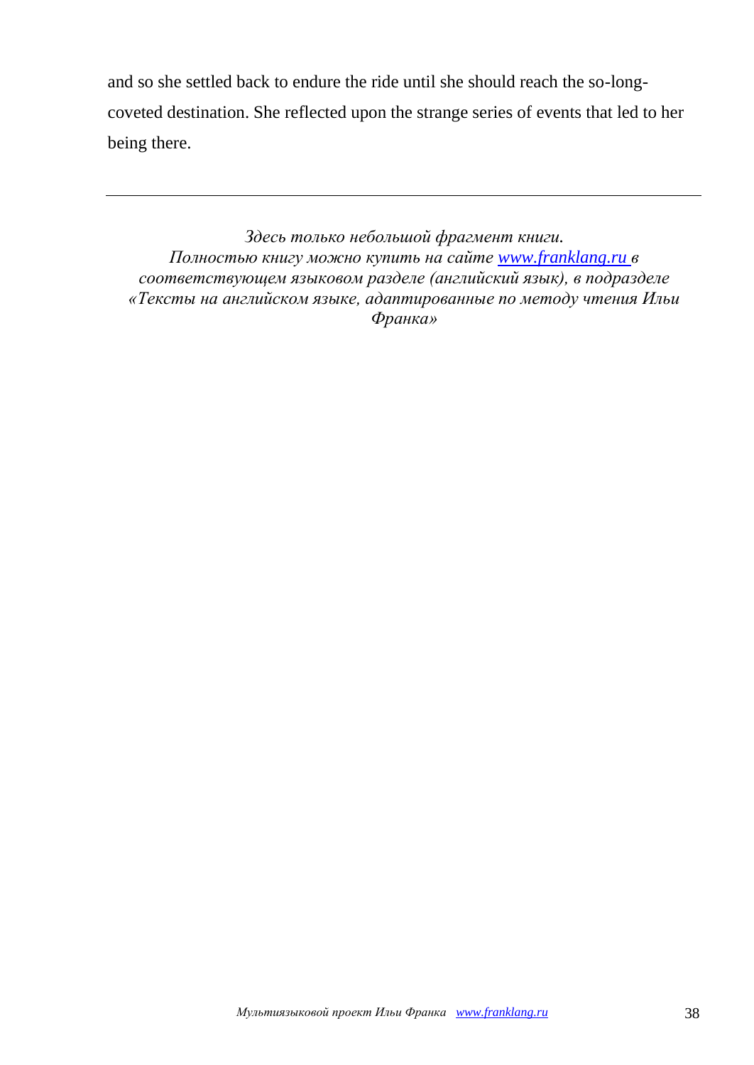and so she settled back to endure the ride until she should reach the so-long-coveted destination. She reflected upon the strange series of events that led to her being there.

---

*Здесь только небольшой фрагмент книги.*
*Полностью книгу можно купить на сайте [www.franklang.ru](http://www.franklang.ru) в соответствующем языковом разделе (английский язык), в подразделе «Тексты на английском языке, адаптированные по методу чтения Ильи Франка»*